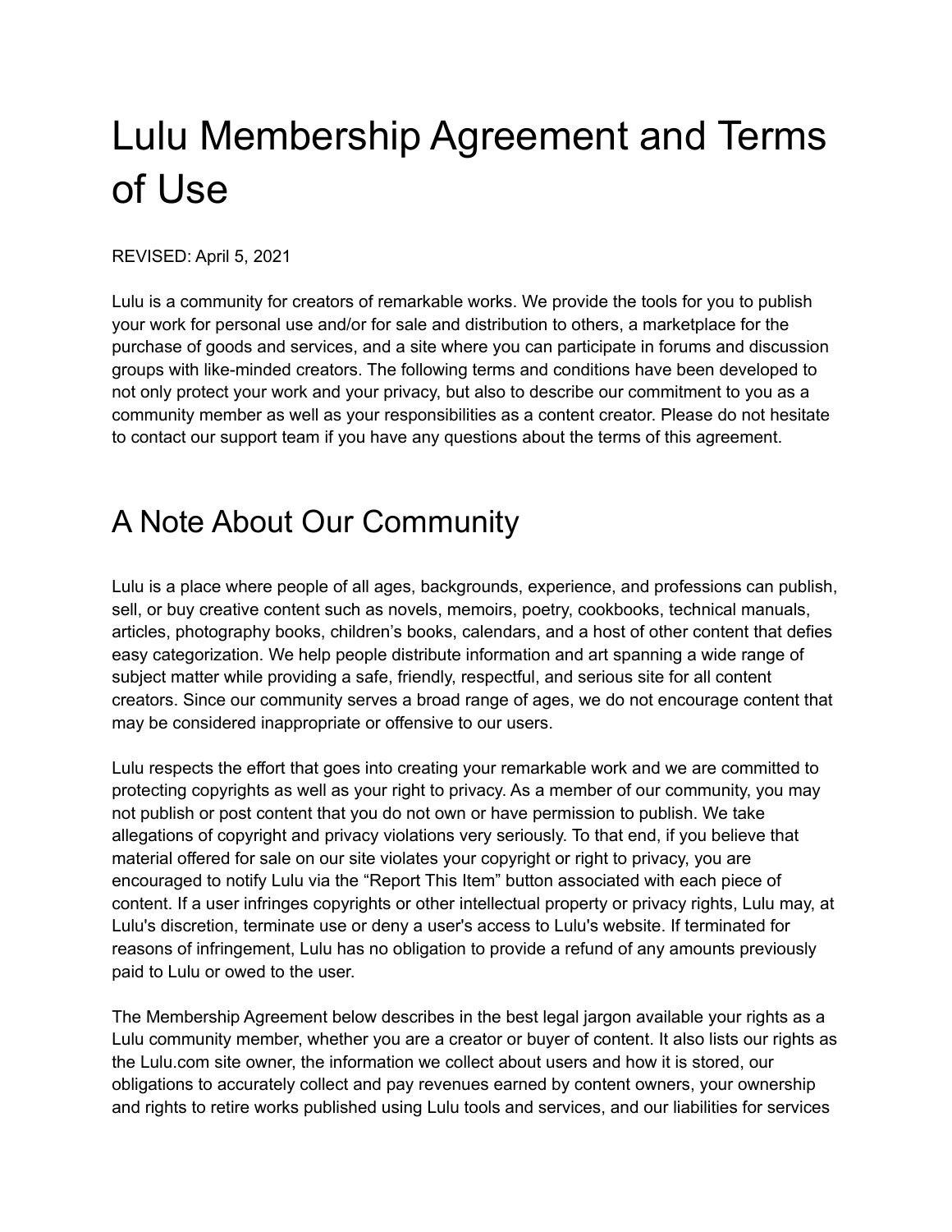# Lulu Membership Agreement and Terms of Use

REVISED: April 5, 2021

Lulu is a community for creators of remarkable works. We provide the tools for you to publish your work for personal use and/or for sale and distribution to others, a marketplace for the purchase of goods and services, and a site where you can participate in forums and discussion groups with like-minded creators. The following terms and conditions have been developed to not only protect your work and your privacy, but also to describe our commitment to you as a community member as well as your responsibilities as a content creator. Please do not hesitate to contact our support team if you have any questions about the terms of this agreement.

## A Note About Our Community

Lulu is a place where people of all ages, backgrounds, experience, and professions can publish, sell, or buy creative content such as novels, memoirs, poetry, cookbooks, technical manuals, articles, photography books, children's books, calendars, and a host of other content that defies easy categorization. We help people distribute information and art spanning a wide range of subject matter while providing a safe, friendly, respectful, and serious site for all content creators. Since our community serves a broad range of ages, we do not encourage content that may be considered inappropriate or offensive to our users.

Lulu respects the effort that goes into creating your remarkable work and we are committed to protecting copyrights as well as your right to privacy. As a member of our community, you may not publish or post content that you do not own or have permission to publish. We take allegations of copyright and privacy violations very seriously. To that end, if you believe that material offered for sale on our site violates your copyright or right to privacy, you are encouraged to notify Lulu via the "Report This Item" button associated with each piece of content. If a user infringes copyrights or other intellectual property or privacy rights, Lulu may, at Lulu's discretion, terminate use or deny a user's access to Lulu's website. If terminated for reasons of infringement, Lulu has no obligation to provide a refund of any amounts previously paid to Lulu or owed to the user.

The Membership Agreement below describes in the best legal jargon available your rights as a Lulu community member, whether you are a creator or buyer of content. It also lists our rights as the Lulu.com site owner, the information we collect about users and how it is stored, our obligations to accurately collect and pay revenues earned by content owners, your ownership and rights to retire works published using Lulu tools and services, and our liabilities for services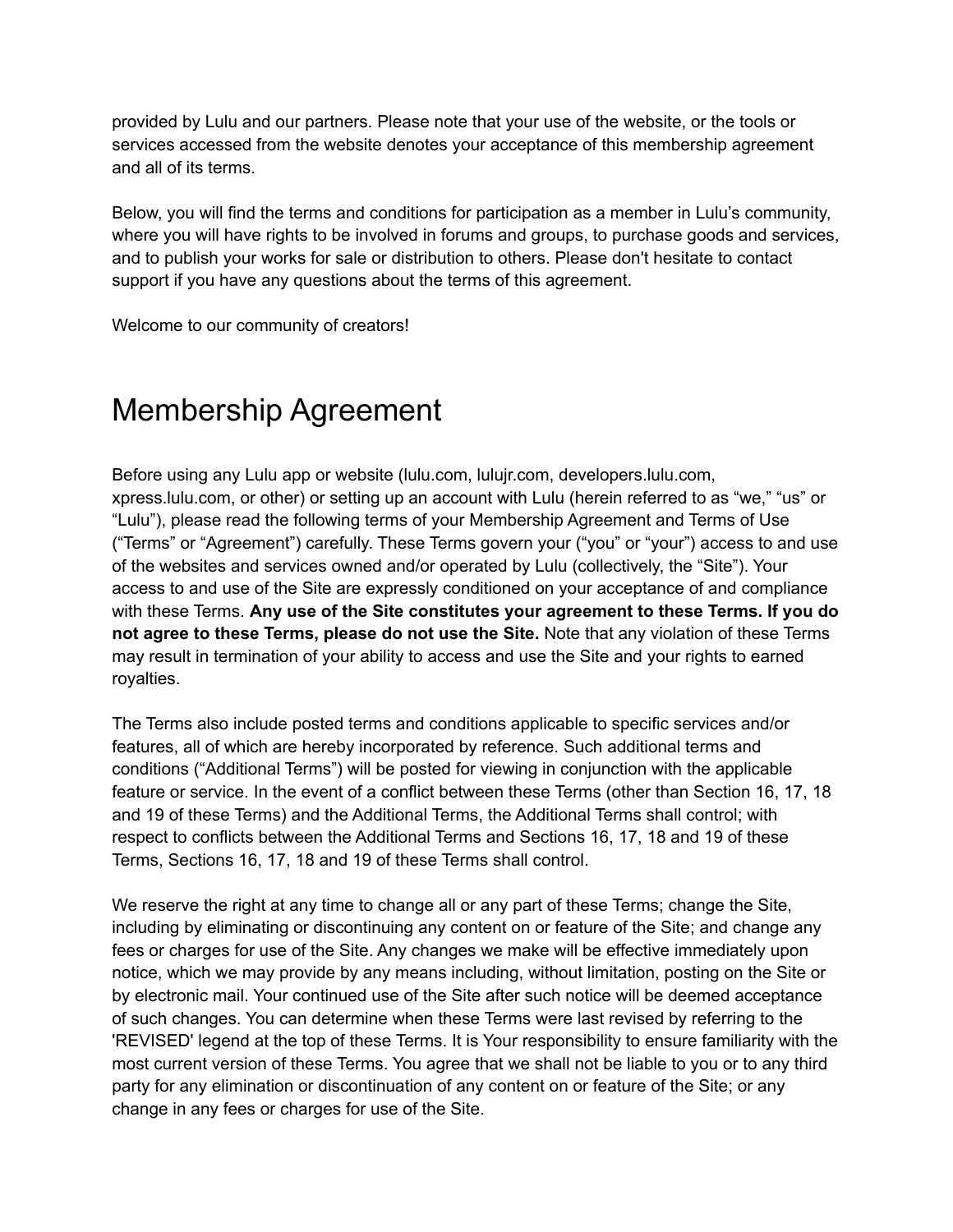provided by Lulu and our partners. Please note that your use of the website, or the tools or services accessed from the website denotes your acceptance of this membership agreement and all of its terms.

Below, you will find the terms and conditions for participation as a member in Lulu's community, where you will have rights to be involved in forums and groups, to purchase goods and services, and to publish your works for sale or distribution to others. Please don't hesitate to contact support if you have any questions about the terms of this agreement.

Welcome to our community of creators!

# Membership Agreement

Before using any Lulu app or website (lulu.com, lulujr.com, developers.lulu.com, xpress.lulu.com, or other) or setting up an account with Lulu (herein referred to as "we," "us" or "Lulu"), please read the following terms of your Membership Agreement and Terms of Use ("Terms" or "Agreement") carefully. These Terms govern your ("you" or "your") access to and use of the websites and services owned and/or operated by Lulu (collectively, the "Site"). Your access to and use of the Site are expressly conditioned on your acceptance of and compliance with these Terms. **Any use of the Site constitutes your agreement to these Terms. If you do not agree to these Terms, please do not use the Site.** Note that any violation of these Terms may result in termination of your ability to access and use the Site and your rights to earned royalties.

The Terms also include posted terms and conditions applicable to specific services and/or features, all of which are hereby incorporated by reference. Such additional terms and conditions ("Additional Terms") will be posted for viewing in conjunction with the applicable feature or service. In the event of a conflict between these Terms (other than Section 16, 17, 18 and 19 of these Terms) and the Additional Terms, the Additional Terms shall control; with respect to conflicts between the Additional Terms and Sections 16, 17, 18 and 19 of these Terms, Sections 16, 17, 18 and 19 of these Terms shall control.

We reserve the right at any time to change all or any part of these Terms; change the Site, including by eliminating or discontinuing any content on or feature of the Site; and change any fees or charges for use of the Site. Any changes we make will be effective immediately upon notice, which we may provide by any means including, without limitation, posting on the Site or by electronic mail. Your continued use of the Site after such notice will be deemed acceptance of such changes. You can determine when these Terms were last revised by referring to the 'REVISED' legend at the top of these Terms. It is Your responsibility to ensure familiarity with the most current version of these Terms. You agree that we shall not be liable to you or to any third party for any elimination or discontinuation of any content on or feature of the Site; or any change in any fees or charges for use of the Site.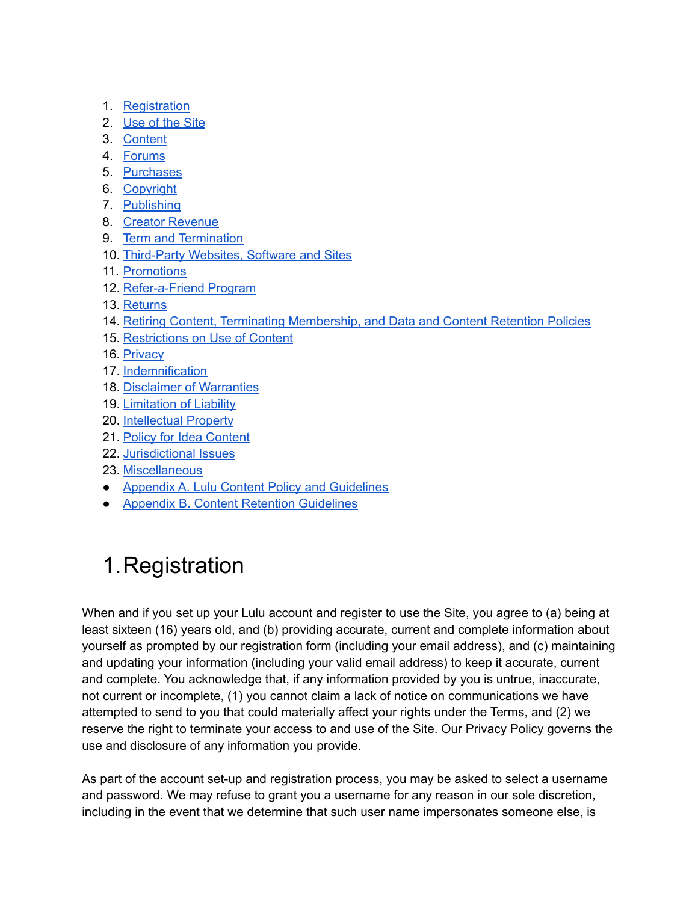1. Registration
2. Use of the Site
3. Content
4. Forums
5. Purchases
6. Copyright
7. Publishing
8. Creator Revenue
9. Term and Termination
10. Third-Party Websites, Software and Sites
11. Promotions
12. Refer-a-Friend Program
13. Returns
14. Retiring Content, Terminating Membership, and Data and Content Retention Policies
15. Restrictions on Use of Content
16. Privacy
17. Indemnification
18. Disclaimer of Warranties
19. Limitation of Liability
20. Intellectual Property
21. Policy for Idea Content
22. Jurisdictional Issues
23. Miscellaneous

- Appendix A. Lulu Content Policy and Guidelines
- Appendix B. Content Retention Guidelines

# 1. Registration

When and if you set up your Lulu account and register to use the Site, you agree to (a) being at least sixteen (16) years old, and (b) providing accurate, current and complete information about yourself as prompted by our registration form (including your email address), and (c) maintaining and updating your information (including your valid email address) to keep it accurate, current and complete. You acknowledge that, if any information provided by you is untrue, inaccurate, not current or incomplete, (1) you cannot claim a lack of notice on communications we have attempted to send to you that could materially affect your rights under the Terms, and (2) we reserve the right to terminate your access to and use of the Site. Our Privacy Policy governs the use and disclosure of any information you provide.

As part of the account set-up and registration process, you may be asked to select a username and password. We may refuse to grant you a username for any reason in our sole discretion, including in the event that we determine that such user name impersonates someone else, is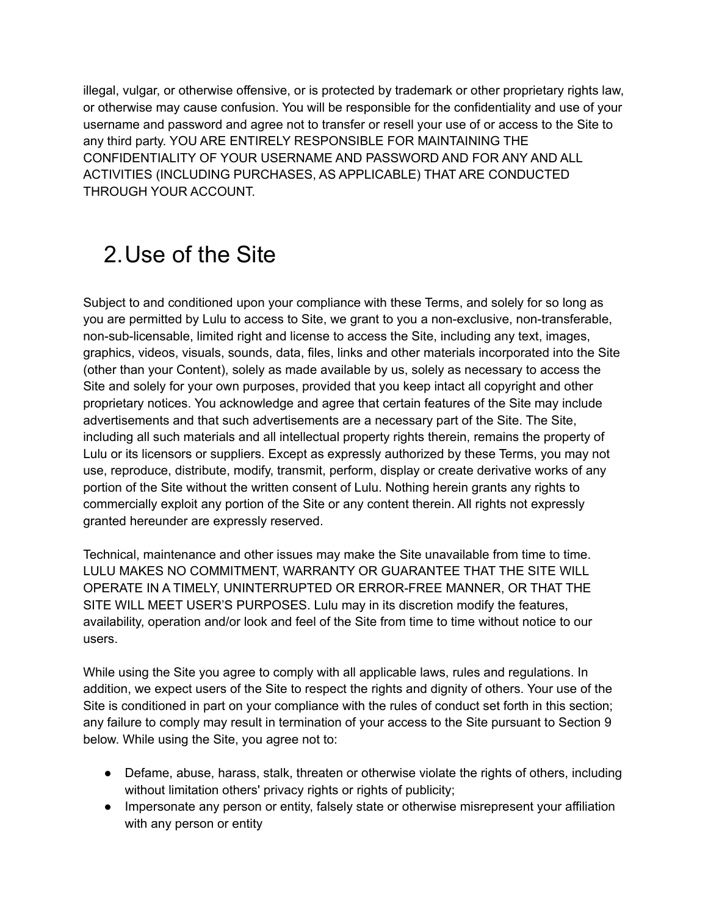illegal, vulgar, or otherwise offensive, or is protected by trademark or other proprietary rights law, or otherwise may cause confusion. You will be responsible for the confidentiality and use of your username and password and agree not to transfer or resell your use of or access to the Site to any third party. YOU ARE ENTIRELY RESPONSIBLE FOR MAINTAINING THE CONFIDENTIALITY OF YOUR USERNAME AND PASSWORD AND FOR ANY AND ALL ACTIVITIES (INCLUDING PURCHASES, AS APPLICABLE) THAT ARE CONDUCTED THROUGH YOUR ACCOUNT.

# 2. Use of the Site

Subject to and conditioned upon your compliance with these Terms, and solely for so long as you are permitted by Lulu to access to Site, we grant to you a non-exclusive, non-transferable, non-sub-licensable, limited right and license to access the Site, including any text, images, graphics, videos, visuals, sounds, data, files, links and other materials incorporated into the Site (other than your Content), solely as made available by us, solely as necessary to access the Site and solely for your own purposes, provided that you keep intact all copyright and other proprietary notices. You acknowledge and agree that certain features of the Site may include advertisements and that such advertisements are a necessary part of the Site. The Site, including all such materials and all intellectual property rights therein, remains the property of Lulu or its licensors or suppliers. Except as expressly authorized by these Terms, you may not use, reproduce, distribute, modify, transmit, perform, display or create derivative works of any portion of the Site without the written consent of Lulu. Nothing herein grants any rights to commercially exploit any portion of the Site or any content therein. All rights not expressly granted hereunder are expressly reserved.

Technical, maintenance and other issues may make the Site unavailable from time to time. LULU MAKES NO COMMITMENT, WARRANTY OR GUARANTEE THAT THE SITE WILL OPERATE IN A TIMELY, UNINTERRUPTED OR ERROR-FREE MANNER, OR THAT THE SITE WILL MEET USER'S PURPOSES. Lulu may in its discretion modify the features, availability, operation and/or look and feel of the Site from time to time without notice to our users.

While using the Site you agree to comply with all applicable laws, rules and regulations. In addition, we expect users of the Site to respect the rights and dignity of others. Your use of the Site is conditioned in part on your compliance with the rules of conduct set forth in this section; any failure to comply may result in termination of your access to the Site pursuant to Section 9 below. While using the Site, you agree not to:

- Defame, abuse, harass, stalk, threaten or otherwise violate the rights of others, including without limitation others' privacy rights or rights of publicity;
- Impersonate any person or entity, falsely state or otherwise misrepresent your affiliation with any person or entity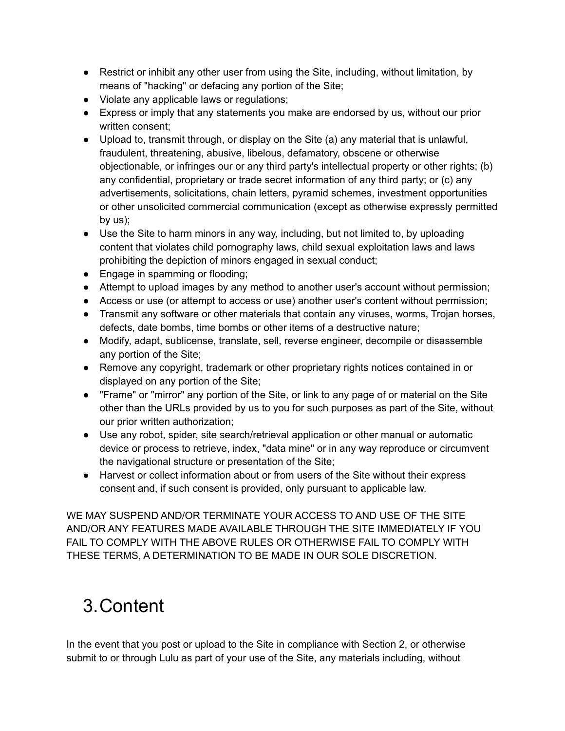- Restrict or inhibit any other user from using the Site, including, without limitation, by means of "hacking" or defacing any portion of the Site;
- Violate any applicable laws or regulations;
- Express or imply that any statements you make are endorsed by us, without our prior written consent;
- Upload to, transmit through, or display on the Site (a) any material that is unlawful, fraudulent, threatening, abusive, libelous, defamatory, obscene or otherwise objectionable, or infringes our or any third party's intellectual property or other rights; (b) any confidential, proprietary or trade secret information of any third party; or (c) any advertisements, solicitations, chain letters, pyramid schemes, investment opportunities or other unsolicited commercial communication (except as otherwise expressly permitted by us);
- Use the Site to harm minors in any way, including, but not limited to, by uploading content that violates child pornography laws, child sexual exploitation laws and laws prohibiting the depiction of minors engaged in sexual conduct;
- Engage in spamming or flooding;
- Attempt to upload images by any method to another user's account without permission;
- Access or use (or attempt to access or use) another user's content without permission;
- Transmit any software or other materials that contain any viruses, worms, Trojan horses, defects, date bombs, time bombs or other items of a destructive nature;
- Modify, adapt, sublicense, translate, sell, reverse engineer, decompile or disassemble any portion of the Site;
- Remove any copyright, trademark or other proprietary rights notices contained in or displayed on any portion of the Site;
- "Frame" or "mirror" any portion of the Site, or link to any page of or material on the Site other than the URLs provided by us to you for such purposes as part of the Site, without our prior written authorization;
- Use any robot, spider, site search/retrieval application or other manual or automatic device or process to retrieve, index, "data mine" or in any way reproduce or circumvent the navigational structure or presentation of the Site;
- Harvest or collect information about or from users of the Site without their express consent and, if such consent is provided, only pursuant to applicable law.

WE MAY SUSPEND AND/OR TERMINATE YOUR ACCESS TO AND USE OF THE SITE AND/OR ANY FEATURES MADE AVAILABLE THROUGH THE SITE IMMEDIATELY IF YOU FAIL TO COMPLY WITH THE ABOVE RULES OR OTHERWISE FAIL TO COMPLY WITH THESE TERMS, A DETERMINATION TO BE MADE IN OUR SOLE DISCRETION.

# 3. Content

In the event that you post or upload to the Site in compliance with Section 2, or otherwise submit to or through Lulu as part of your use of the Site, any materials including, without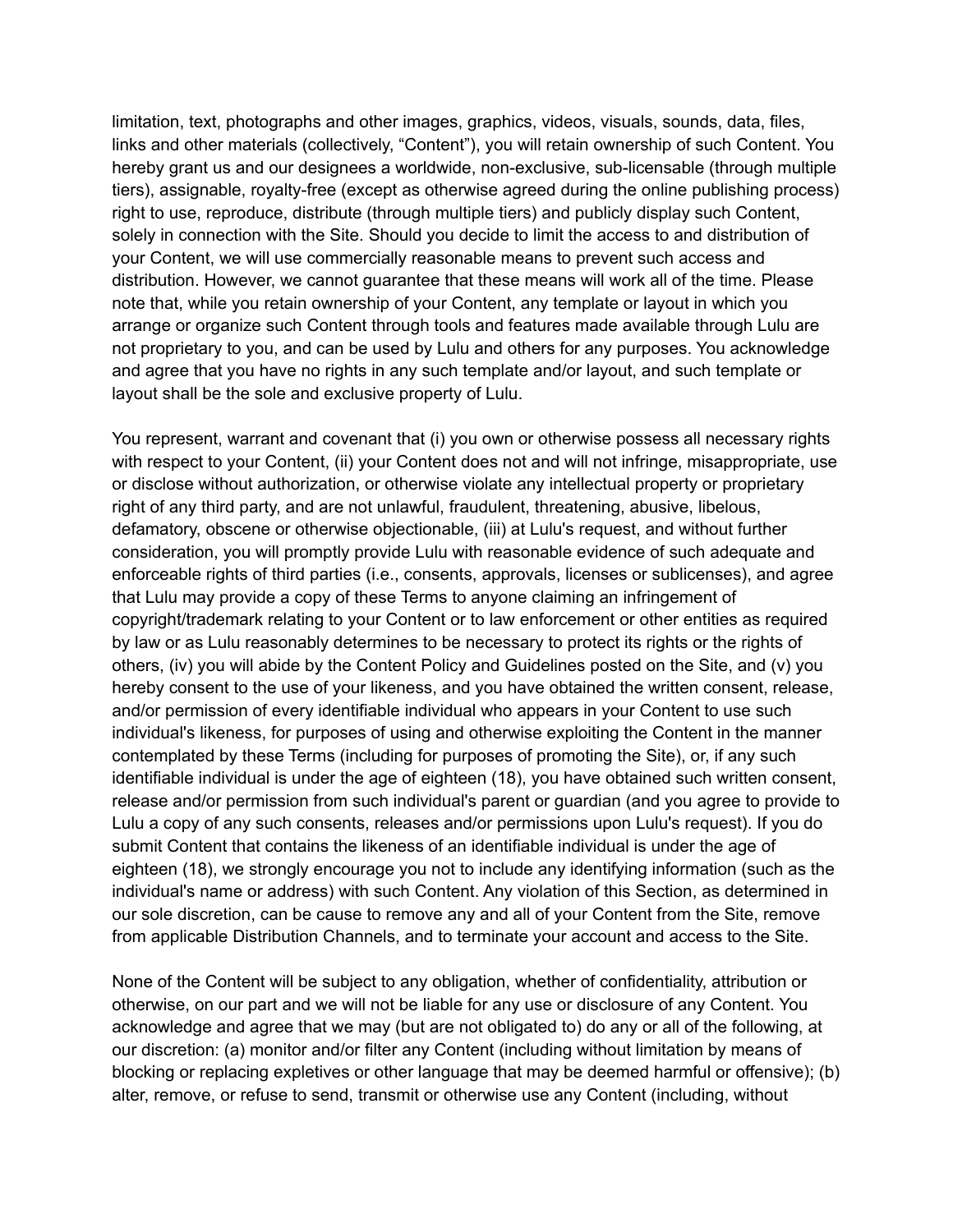limitation, text, photographs and other images, graphics, videos, visuals, sounds, data, files, links and other materials (collectively, "Content"), you will retain ownership of such Content. You hereby grant us and our designees a worldwide, non-exclusive, sub-licensable (through multiple tiers), assignable, royalty-free (except as otherwise agreed during the online publishing process) right to use, reproduce, distribute (through multiple tiers) and publicly display such Content, solely in connection with the Site. Should you decide to limit the access to and distribution of your Content, we will use commercially reasonable means to prevent such access and distribution. However, we cannot guarantee that these means will work all of the time. Please note that, while you retain ownership of your Content, any template or layout in which you arrange or organize such Content through tools and features made available through Lulu are not proprietary to you, and can be used by Lulu and others for any purposes. You acknowledge and agree that you have no rights in any such template and/or layout, and such template or layout shall be the sole and exclusive property of Lulu.

You represent, warrant and covenant that (i) you own or otherwise possess all necessary rights with respect to your Content, (ii) your Content does not and will not infringe, misappropriate, use or disclose without authorization, or otherwise violate any intellectual property or proprietary right of any third party, and are not unlawful, fraudulent, threatening, abusive, libelous, defamatory, obscene or otherwise objectionable, (iii) at Lulu's request, and without further consideration, you will promptly provide Lulu with reasonable evidence of such adequate and enforceable rights of third parties (i.e., consents, approvals, licenses or sublicenses), and agree that Lulu may provide a copy of these Terms to anyone claiming an infringement of copyright/trademark relating to your Content or to law enforcement or other entities as required by law or as Lulu reasonably determines to be necessary to protect its rights or the rights of others, (iv) you will abide by the Content Policy and Guidelines posted on the Site, and (v) you hereby consent to the use of your likeness, and you have obtained the written consent, release, and/or permission of every identifiable individual who appears in your Content to use such individual's likeness, for purposes of using and otherwise exploiting the Content in the manner contemplated by these Terms (including for purposes of promoting the Site), or, if any such identifiable individual is under the age of eighteen (18), you have obtained such written consent, release and/or permission from such individual's parent or guardian (and you agree to provide to Lulu a copy of any such consents, releases and/or permissions upon Lulu's request). If you do submit Content that contains the likeness of an identifiable individual is under the age of eighteen (18), we strongly encourage you not to include any identifying information (such as the individual's name or address) with such Content. Any violation of this Section, as determined in our sole discretion, can be cause to remove any and all of your Content from the Site, remove from applicable Distribution Channels, and to terminate your account and access to the Site.

None of the Content will be subject to any obligation, whether of confidentiality, attribution or otherwise, on our part and we will not be liable for any use or disclosure of any Content. You acknowledge and agree that we may (but are not obligated to) do any or all of the following, at our discretion: (a) monitor and/or filter any Content (including without limitation by means of blocking or replacing expletives or other language that may be deemed harmful or offensive); (b) alter, remove, or refuse to send, transmit or otherwise use any Content (including, without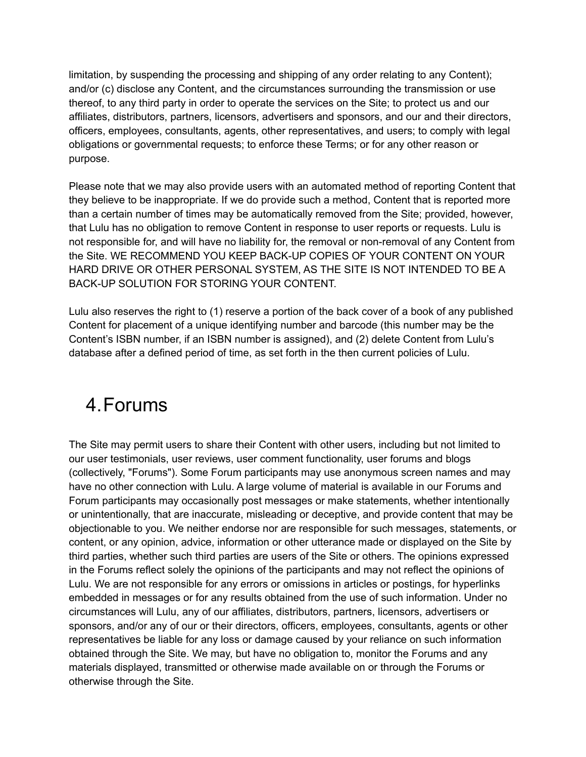limitation, by suspending the processing and shipping of any order relating to any Content); and/or (c) disclose any Content, and the circumstances surrounding the transmission or use thereof, to any third party in order to operate the services on the Site; to protect us and our affiliates, distributors, partners, licensors, advertisers and sponsors, and our and their directors, officers, employees, consultants, agents, other representatives, and users; to comply with legal obligations or governmental requests; to enforce these Terms; or for any other reason or purpose.

Please note that we may also provide users with an automated method of reporting Content that they believe to be inappropriate. If we do provide such a method, Content that is reported more than a certain number of times may be automatically removed from the Site; provided, however, that Lulu has no obligation to remove Content in response to user reports or requests. Lulu is not responsible for, and will have no liability for, the removal or non-removal of any Content from the Site. WE RECOMMEND YOU KEEP BACK-UP COPIES OF YOUR CONTENT ON YOUR HARD DRIVE OR OTHER PERSONAL SYSTEM, AS THE SITE IS NOT INTENDED TO BE A BACK-UP SOLUTION FOR STORING YOUR CONTENT.

Lulu also reserves the right to (1) reserve a portion of the back cover of a book of any published Content for placement of a unique identifying number and barcode (this number may be the Content's ISBN number, if an ISBN number is assigned), and (2) delete Content from Lulu's database after a defined period of time, as set forth in the then current policies of Lulu.

# 4. Forums

The Site may permit users to share their Content with other users, including but not limited to our user testimonials, user reviews, user comment functionality, user forums and blogs (collectively, "Forums"). Some Forum participants may use anonymous screen names and may have no other connection with Lulu. A large volume of material is available in our Forums and Forum participants may occasionally post messages or make statements, whether intentionally or unintentionally, that are inaccurate, misleading or deceptive, and provide content that may be objectionable to you. We neither endorse nor are responsible for such messages, statements, or content, or any opinion, advice, information or other utterance made or displayed on the Site by third parties, whether such third parties are users of the Site or others. The opinions expressed in the Forums reflect solely the opinions of the participants and may not reflect the opinions of Lulu. We are not responsible for any errors or omissions in articles or postings, for hyperlinks embedded in messages or for any results obtained from the use of such information. Under no circumstances will Lulu, any of our affiliates, distributors, partners, licensors, advertisers or sponsors, and/or any of our or their directors, officers, employees, consultants, agents or other representatives be liable for any loss or damage caused by your reliance on such information obtained through the Site. We may, but have no obligation to, monitor the Forums and any materials displayed, transmitted or otherwise made available on or through the Forums or otherwise through the Site.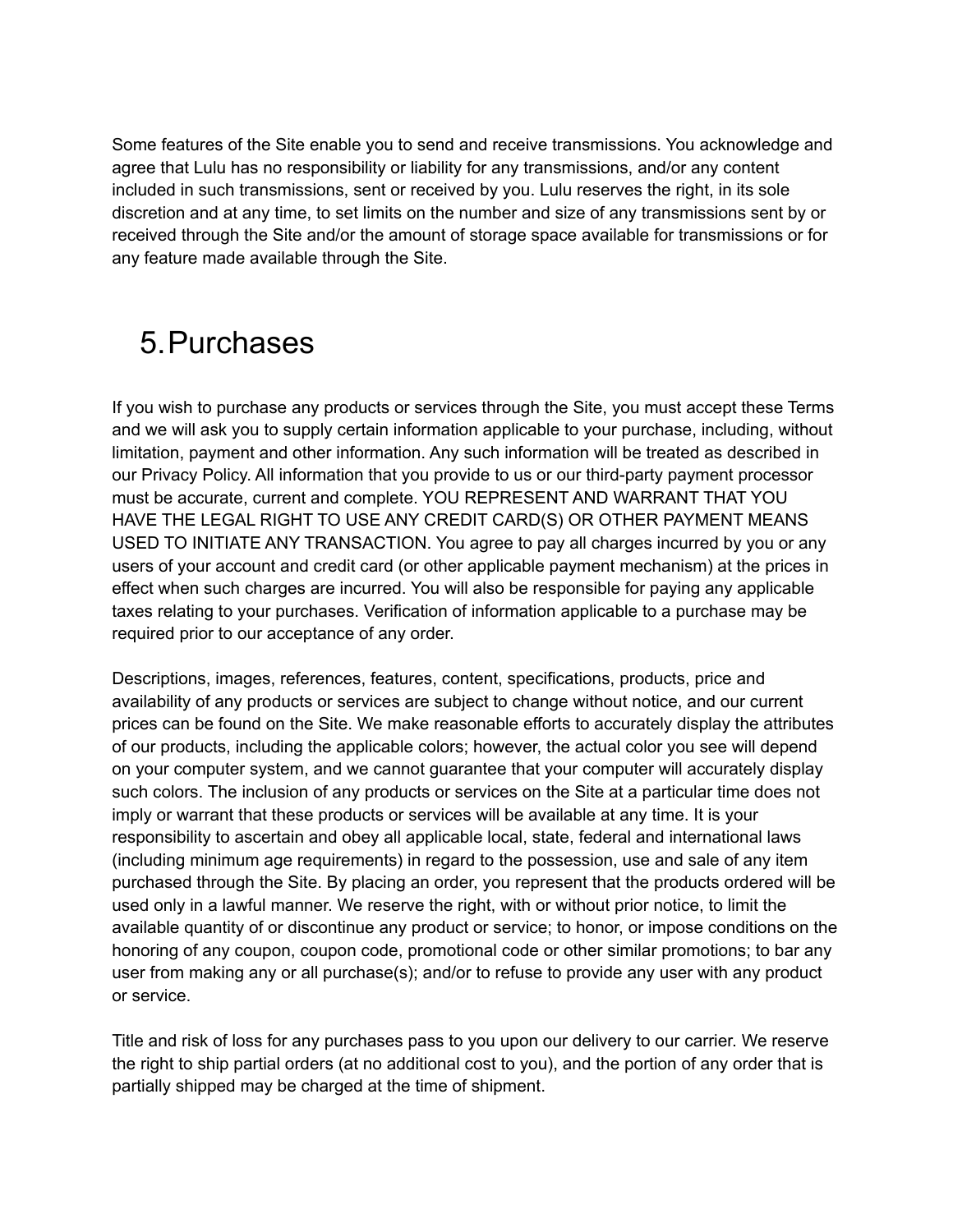Some features of the Site enable you to send and receive transmissions. You acknowledge and agree that Lulu has no responsibility or liability for any transmissions, and/or any content included in such transmissions, sent or received by you. Lulu reserves the right, in its sole discretion and at any time, to set limits on the number and size of any transmissions sent by or received through the Site and/or the amount of storage space available for transmissions or for any feature made available through the Site.

# 5. Purchases

If you wish to purchase any products or services through the Site, you must accept these Terms and we will ask you to supply certain information applicable to your purchase, including, without limitation, payment and other information. Any such information will be treated as described in our Privacy Policy. All information that you provide to us or our third-party payment processor must be accurate, current and complete. YOU REPRESENT AND WARRANT THAT YOU HAVE THE LEGAL RIGHT TO USE ANY CREDIT CARD(S) OR OTHER PAYMENT MEANS USED TO INITIATE ANY TRANSACTION. You agree to pay all charges incurred by you or any users of your account and credit card (or other applicable payment mechanism) at the prices in effect when such charges are incurred. You will also be responsible for paying any applicable taxes relating to your purchases. Verification of information applicable to a purchase may be required prior to our acceptance of any order.

Descriptions, images, references, features, content, specifications, products, price and availability of any products or services are subject to change without notice, and our current prices can be found on the Site. We make reasonable efforts to accurately display the attributes of our products, including the applicable colors; however, the actual color you see will depend on your computer system, and we cannot guarantee that your computer will accurately display such colors. The inclusion of any products or services on the Site at a particular time does not imply or warrant that these products or services will be available at any time. It is your responsibility to ascertain and obey all applicable local, state, federal and international laws (including minimum age requirements) in regard to the possession, use and sale of any item purchased through the Site. By placing an order, you represent that the products ordered will be used only in a lawful manner. We reserve the right, with or without prior notice, to limit the available quantity of or discontinue any product or service; to honor, or impose conditions on the honoring of any coupon, coupon code, promotional code or other similar promotions; to bar any user from making any or all purchase(s); and/or to refuse to provide any user with any product or service.

Title and risk of loss for any purchases pass to you upon our delivery to our carrier. We reserve the right to ship partial orders (at no additional cost to you), and the portion of any order that is partially shipped may be charged at the time of shipment.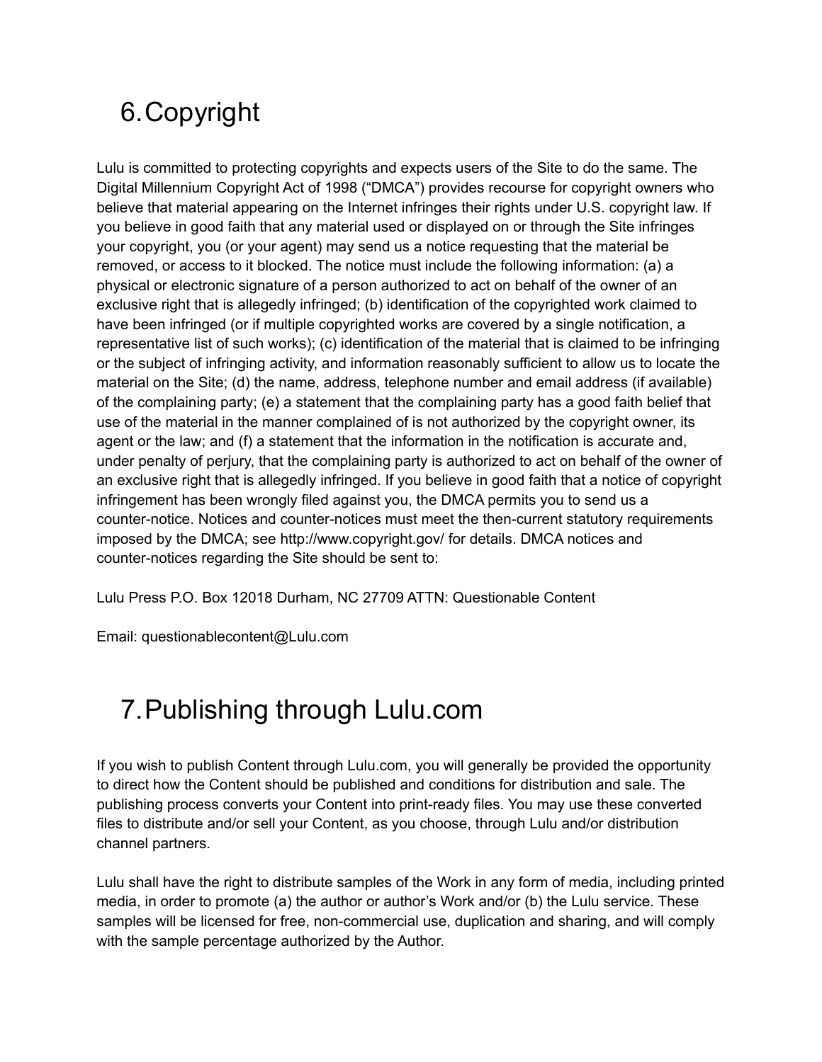## 6. Copyright

Lulu is committed to protecting copyrights and expects users of the Site to do the same. The Digital Millennium Copyright Act of 1998 ("DMCA") provides recourse for copyright owners who believe that material appearing on the Internet infringes their rights under U.S. copyright law. If you believe in good faith that any material used or displayed on or through the Site infringes your copyright, you (or your agent) may send us a notice requesting that the material be removed, or access to it blocked. The notice must include the following information: (a) a physical or electronic signature of a person authorized to act on behalf of the owner of an exclusive right that is allegedly infringed; (b) identification of the copyrighted work claimed to have been infringed (or if multiple copyrighted works are covered by a single notification, a representative list of such works); (c) identification of the material that is claimed to be infringing or the subject of infringing activity, and information reasonably sufficient to allow us to locate the material on the Site; (d) the name, address, telephone number and email address (if available) of the complaining party; (e) a statement that the complaining party has a good faith belief that use of the material in the manner complained of is not authorized by the copyright owner, its agent or the law; and (f) a statement that the information in the notification is accurate and, under penalty of perjury, that the complaining party is authorized to act on behalf of the owner of an exclusive right that is allegedly infringed. If you believe in good faith that a notice of copyright infringement has been wrongly filed against you, the DMCA permits you to send us a counter-notice. Notices and counter-notices must meet the then-current statutory requirements imposed by the DMCA; see http://www.copyright.gov/ for details. DMCA notices and counter-notices regarding the Site should be sent to:

Lulu Press P.O. Box 12018 Durham, NC 27709 ATTN: Questionable Content

Email: questionablecontent@Lulu.com

## 7. Publishing through Lulu.com

If you wish to publish Content through Lulu.com, you will generally be provided the opportunity to direct how the Content should be published and conditions for distribution and sale. The publishing process converts your Content into print-ready files. You may use these converted files to distribute and/or sell your Content, as you choose, through Lulu and/or distribution channel partners.

Lulu shall have the right to distribute samples of the Work in any form of media, including printed media, in order to promote (a) the author or author's Work and/or (b) the Lulu service. These samples will be licensed for free, non-commercial use, duplication and sharing, and will comply with the sample percentage authorized by the Author.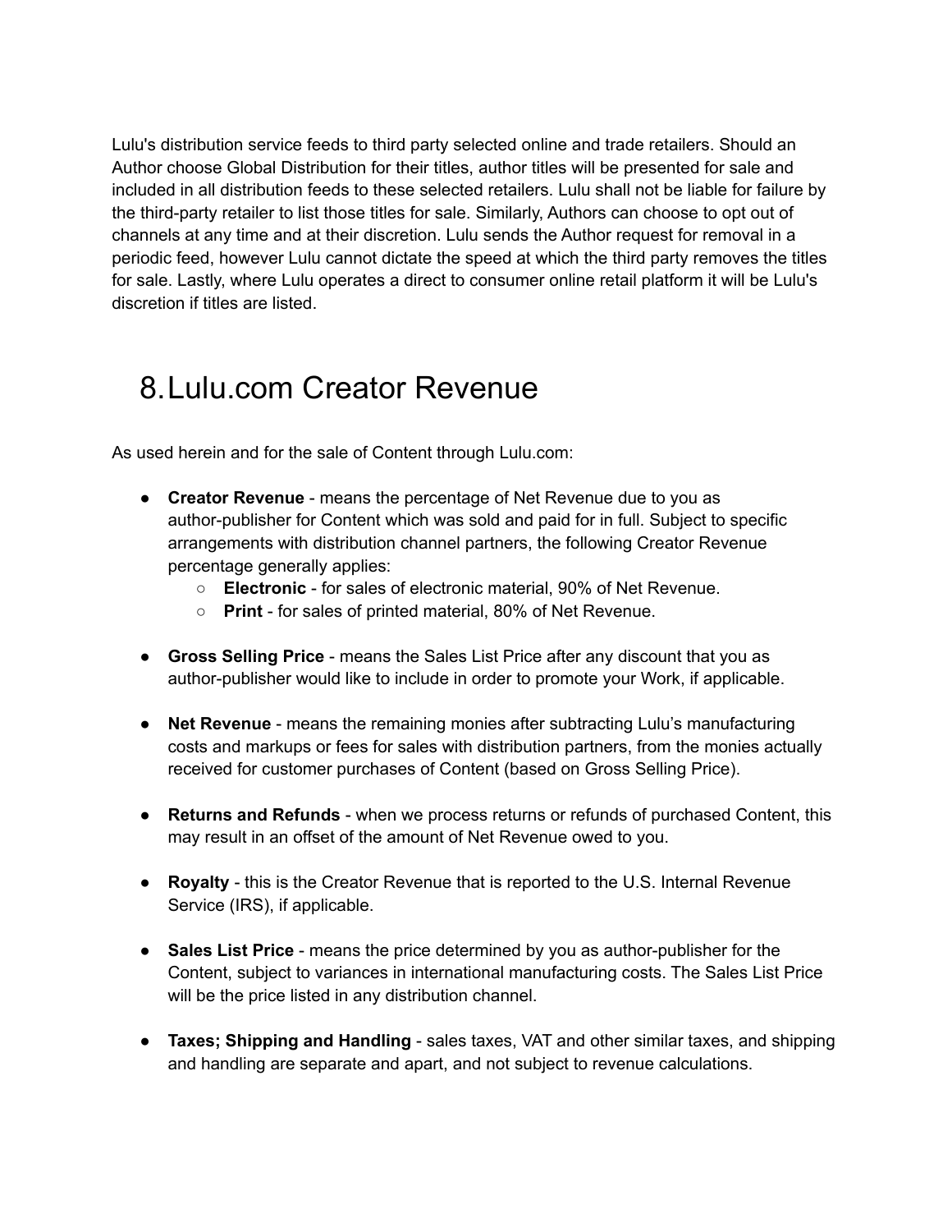Lulu's distribution service feeds to third party selected online and trade retailers. Should an Author choose Global Distribution for their titles, author titles will be presented for sale and included in all distribution feeds to these selected retailers. Lulu shall not be liable for failure by the third-party retailer to list those titles for sale. Similarly, Authors can choose to opt out of channels at any time and at their discretion. Lulu sends the Author request for removal in a periodic feed, however Lulu cannot dictate the speed at which the third party removes the titles for sale. Lastly, where Lulu operates a direct to consumer online retail platform it will be Lulu's discretion if titles are listed.

# 8. Lulu.com Creator Revenue

As used herein and for the sale of Content through Lulu.com:

- **Creator Revenue** - means the percentage of Net Revenue due to you as author-publisher for Content which was sold and paid for in full. Subject to specific arrangements with distribution channel partners, the following Creator Revenue percentage generally applies:
  - **Electronic** - for sales of electronic material, 90% of Net Revenue.
  - **Print** - for sales of printed material, 80% of Net Revenue.
- **Gross Selling Price** - means the Sales List Price after any discount that you as author-publisher would like to include in order to promote your Work, if applicable.
- **Net Revenue** - means the remaining monies after subtracting Lulu's manufacturing costs and markups or fees for sales with distribution partners, from the monies actually received for customer purchases of Content (based on Gross Selling Price).
- **Returns and Refunds** - when we process returns or refunds of purchased Content, this may result in an offset of the amount of Net Revenue owed to you.
- **Royalty** - this is the Creator Revenue that is reported to the U.S. Internal Revenue Service (IRS), if applicable.
- **Sales List Price** - means the price determined by you as author-publisher for the Content, subject to variances in international manufacturing costs. The Sales List Price will be the price listed in any distribution channel.
- **Taxes; Shipping and Handling** - sales taxes, VAT and other similar taxes, and shipping and handling are separate and apart, and not subject to revenue calculations.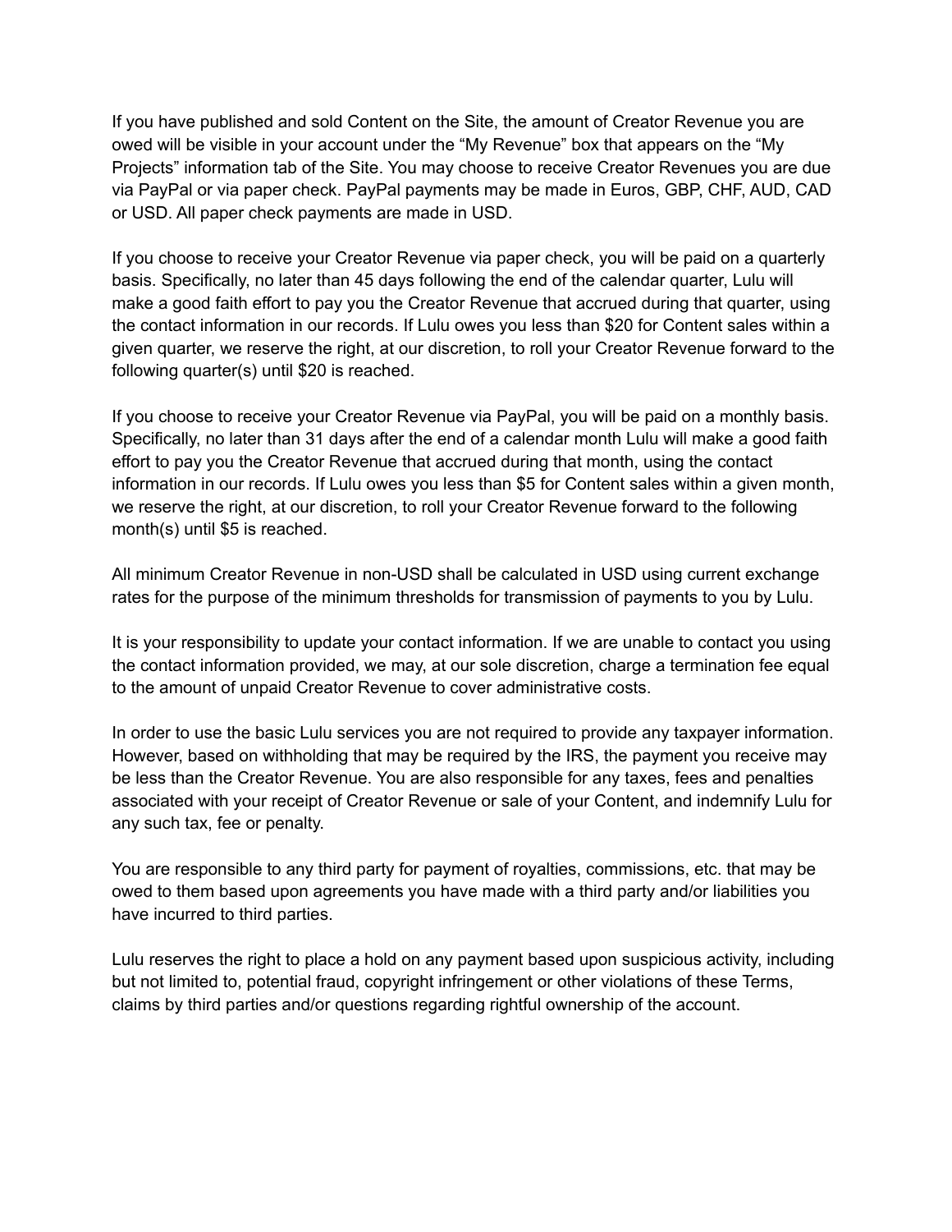If you have published and sold Content on the Site, the amount of Creator Revenue you are owed will be visible in your account under the “My Revenue” box that appears on the “My Projects” information tab of the Site. You may choose to receive Creator Revenues you are due via PayPal or via paper check. PayPal payments may be made in Euros, GBP, CHF, AUD, CAD or USD. All paper check payments are made in USD.

If you choose to receive your Creator Revenue via paper check, you will be paid on a quarterly basis. Specifically, no later than 45 days following the end of the calendar quarter, Lulu will make a good faith effort to pay you the Creator Revenue that accrued during that quarter, using the contact information in our records. If Lulu owes you less than $20 for Content sales within a given quarter, we reserve the right, at our discretion, to roll your Creator Revenue forward to the following quarter(s) until $20 is reached.

If you choose to receive your Creator Revenue via PayPal, you will be paid on a monthly basis. Specifically, no later than 31 days after the end of a calendar month Lulu will make a good faith effort to pay you the Creator Revenue that accrued during that month, using the contact information in our records. If Lulu owes you less than $5 for Content sales within a given month, we reserve the right, at our discretion, to roll your Creator Revenue forward to the following month(s) until $5 is reached.

All minimum Creator Revenue in non-USD shall be calculated in USD using current exchange rates for the purpose of the minimum thresholds for transmission of payments to you by Lulu.

It is your responsibility to update your contact information. If we are unable to contact you using the contact information provided, we may, at our sole discretion, charge a termination fee equal to the amount of unpaid Creator Revenue to cover administrative costs.

In order to use the basic Lulu services you are not required to provide any taxpayer information. However, based on withholding that may be required by the IRS, the payment you receive may be less than the Creator Revenue. You are also responsible for any taxes, fees and penalties associated with your receipt of Creator Revenue or sale of your Content, and indemnify Lulu for any such tax, fee or penalty.

You are responsible to any third party for payment of royalties, commissions, etc. that may be owed to them based upon agreements you have made with a third party and/or liabilities you have incurred to third parties.

Lulu reserves the right to place a hold on any payment based upon suspicious activity, including but not limited to, potential fraud, copyright infringement or other violations of these Terms, claims by third parties and/or questions regarding rightful ownership of the account.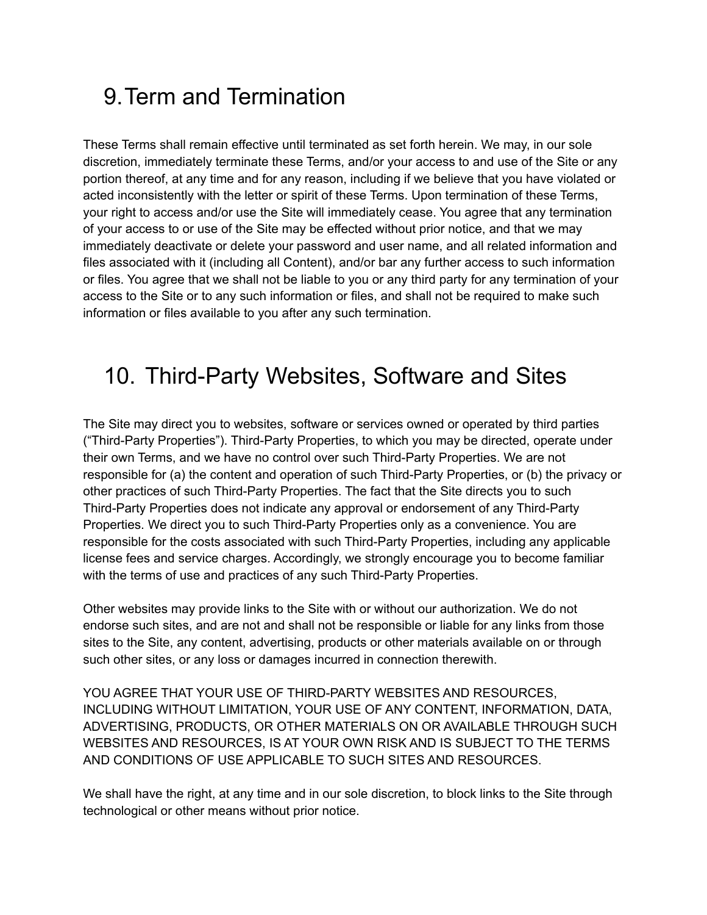# 9. Term and Termination

These Terms shall remain effective until terminated as set forth herein. We may, in our sole discretion, immediately terminate these Terms, and/or your access to and use of the Site or any portion thereof, at any time and for any reason, including if we believe that you have violated or acted inconsistently with the letter or spirit of these Terms. Upon termination of these Terms, your right to access and/or use the Site will immediately cease. You agree that any termination of your access to or use of the Site may be effected without prior notice, and that we may immediately deactivate or delete your password and user name, and all related information and files associated with it (including all Content), and/or bar any further access to such information or files. You agree that we shall not be liable to you or any third party for any termination of your access to the Site or to any such information or files, and shall not be required to make such information or files available to you after any such termination.

# 10. Third-Party Websites, Software and Sites

The Site may direct you to websites, software or services owned or operated by third parties ("Third-Party Properties"). Third-Party Properties, to which you may be directed, operate under their own Terms, and we have no control over such Third-Party Properties. We are not responsible for (a) the content and operation of such Third-Party Properties, or (b) the privacy or other practices of such Third-Party Properties. The fact that the Site directs you to such Third-Party Properties does not indicate any approval or endorsement of any Third-Party Properties. We direct you to such Third-Party Properties only as a convenience. You are responsible for the costs associated with such Third-Party Properties, including any applicable license fees and service charges. Accordingly, we strongly encourage you to become familiar with the terms of use and practices of any such Third-Party Properties.

Other websites may provide links to the Site with or without our authorization. We do not endorse such sites, and are not and shall not be responsible or liable for any links from those sites to the Site, any content, advertising, products or other materials available on or through such other sites, or any loss or damages incurred in connection therewith.

YOU AGREE THAT YOUR USE OF THIRD-PARTY WEBSITES AND RESOURCES, INCLUDING WITHOUT LIMITATION, YOUR USE OF ANY CONTENT, INFORMATION, DATA, ADVERTISING, PRODUCTS, OR OTHER MATERIALS ON OR AVAILABLE THROUGH SUCH WEBSITES AND RESOURCES, IS AT YOUR OWN RISK AND IS SUBJECT TO THE TERMS AND CONDITIONS OF USE APPLICABLE TO SUCH SITES AND RESOURCES.

We shall have the right, at any time and in our sole discretion, to block links to the Site through technological or other means without prior notice.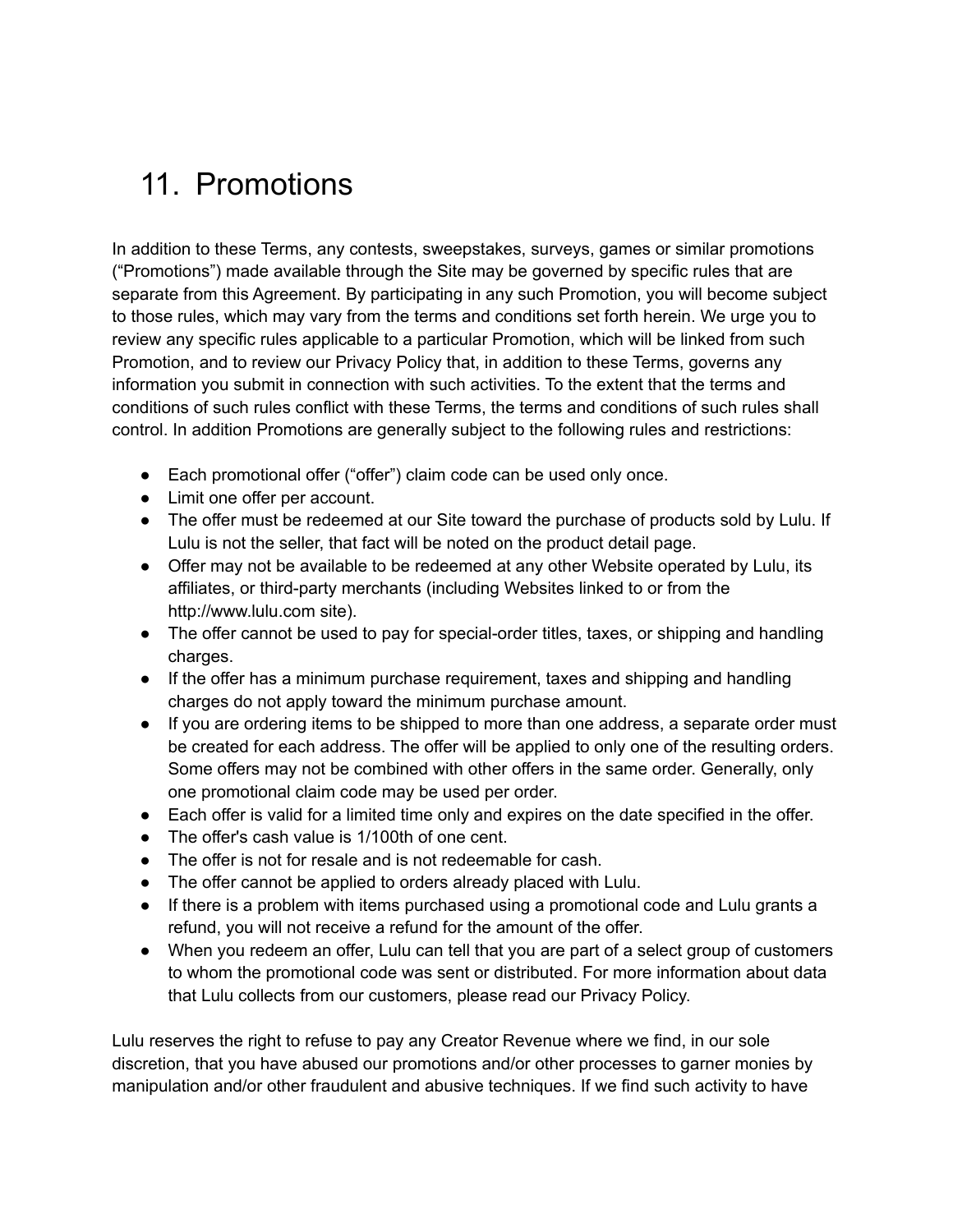# 11. Promotions

In addition to these Terms, any contests, sweepstakes, surveys, games or similar promotions ("Promotions") made available through the Site may be governed by specific rules that are separate from this Agreement. By participating in any such Promotion, you will become subject to those rules, which may vary from the terms and conditions set forth herein. We urge you to review any specific rules applicable to a particular Promotion, which will be linked from such Promotion, and to review our Privacy Policy that, in addition to these Terms, governs any information you submit in connection with such activities. To the extent that the terms and conditions of such rules conflict with these Terms, the terms and conditions of such rules shall control. In addition Promotions are generally subject to the following rules and restrictions:

- Each promotional offer ("offer") claim code can be used only once.
- Limit one offer per account.
- The offer must be redeemed at our Site toward the purchase of products sold by Lulu. If Lulu is not the seller, that fact will be noted on the product detail page.
- Offer may not be available to be redeemed at any other Website operated by Lulu, its affiliates, or third-party merchants (including Websites linked to or from the http://www.lulu.com site).
- The offer cannot be used to pay for special-order titles, taxes, or shipping and handling charges.
- If the offer has a minimum purchase requirement, taxes and shipping and handling charges do not apply toward the minimum purchase amount.
- If you are ordering items to be shipped to more than one address, a separate order must be created for each address. The offer will be applied to only one of the resulting orders. Some offers may not be combined with other offers in the same order. Generally, only one promotional claim code may be used per order.
- Each offer is valid for a limited time only and expires on the date specified in the offer.
- The offer's cash value is 1/100th of one cent.
- The offer is not for resale and is not redeemable for cash.
- The offer cannot be applied to orders already placed with Lulu.
- If there is a problem with items purchased using a promotional code and Lulu grants a refund, you will not receive a refund for the amount of the offer.
- When you redeem an offer, Lulu can tell that you are part of a select group of customers to whom the promotional code was sent or distributed. For more information about data that Lulu collects from our customers, please read our Privacy Policy.

Lulu reserves the right to refuse to pay any Creator Revenue where we find, in our sole discretion, that you have abused our promotions and/or other processes to garner monies by manipulation and/or other fraudulent and abusive techniques. If we find such activity to have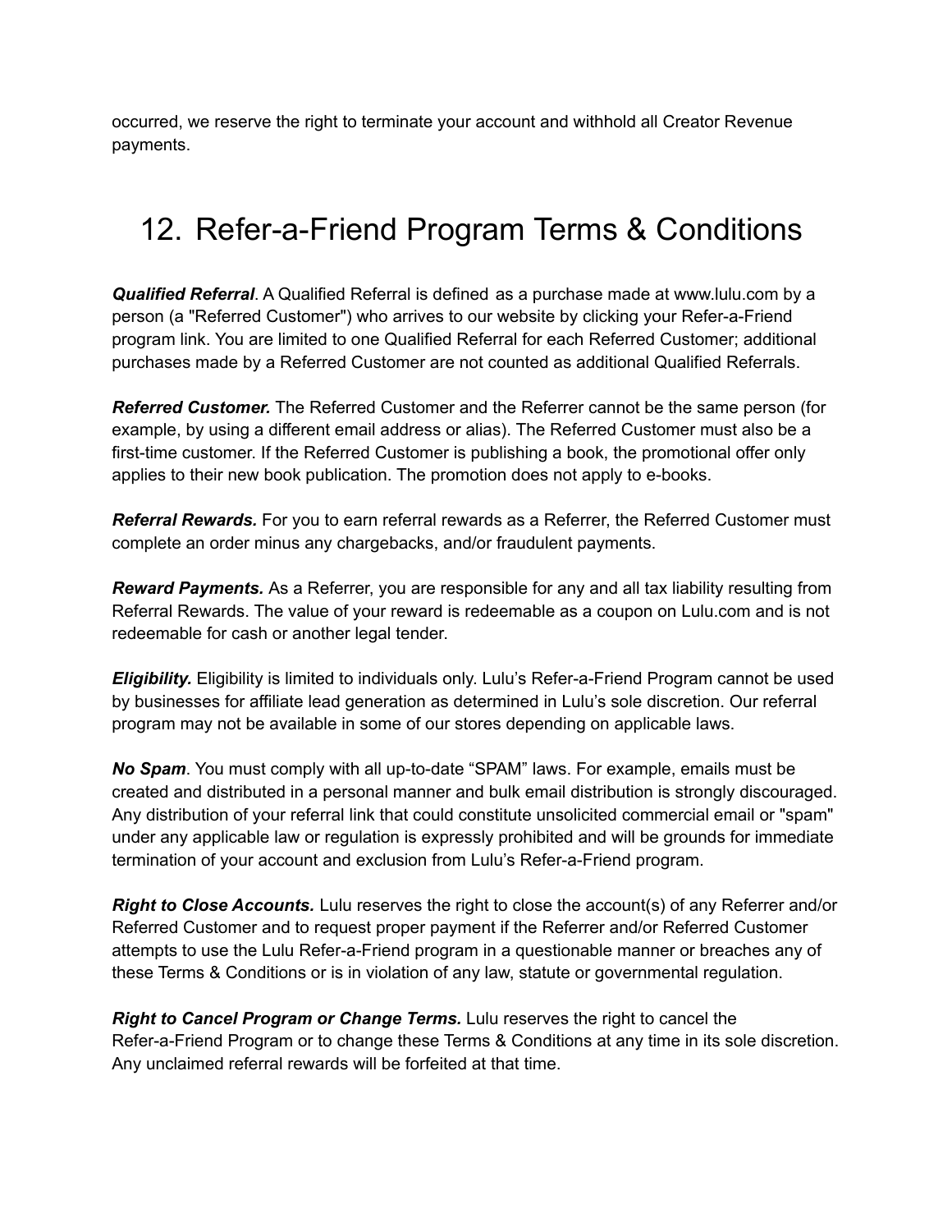occurred, we reserve the right to terminate your account and withhold all Creator Revenue payments.

# 12. Refer-a-Friend Program Terms & Conditions

***Qualified Referral***. A Qualified Referral is defined as a purchase made at www.lulu.com by a person (a "Referred Customer") who arrives to our website by clicking your Refer-a-Friend program link. You are limited to one Qualified Referral for each Referred Customer; additional purchases made by a Referred Customer are not counted as additional Qualified Referrals.

***Referred Customer.*** The Referred Customer and the Referrer cannot be the same person (for example, by using a different email address or alias). The Referred Customer must also be a first-time customer. If the Referred Customer is publishing a book, the promotional offer only applies to their new book publication. The promotion does not apply to e-books.

***Referral Rewards.*** For you to earn referral rewards as a Referrer, the Referred Customer must complete an order minus any chargebacks, and/or fraudulent payments.

***Reward Payments.*** As a Referrer, you are responsible for any and all tax liability resulting from Referral Rewards. The value of your reward is redeemable as a coupon on Lulu.com and is not redeemable for cash or another legal tender.

***Eligibility.*** Eligibility is limited to individuals only. Lulu's Refer-a-Friend Program cannot be used by businesses for affiliate lead generation as determined in Lulu's sole discretion. Our referral program may not be available in some of our stores depending on applicable laws.

***No Spam***. You must comply with all up-to-date "SPAM" laws. For example, emails must be created and distributed in a personal manner and bulk email distribution is strongly discouraged. Any distribution of your referral link that could constitute unsolicited commercial email or "spam" under any applicable law or regulation is expressly prohibited and will be grounds for immediate termination of your account and exclusion from Lulu's Refer-a-Friend program.

***Right to Close Accounts.*** Lulu reserves the right to close the account(s) of any Referrer and/or Referred Customer and to request proper payment if the Referrer and/or Referred Customer attempts to use the Lulu Refer-a-Friend program in a questionable manner or breaches any of these Terms & Conditions or is in violation of any law, statute or governmental regulation.

***Right to Cancel Program or Change Terms.*** Lulu reserves the right to cancel the Refer-a-Friend Program or to change these Terms & Conditions at any time in its sole discretion. Any unclaimed referral rewards will be forfeited at that time.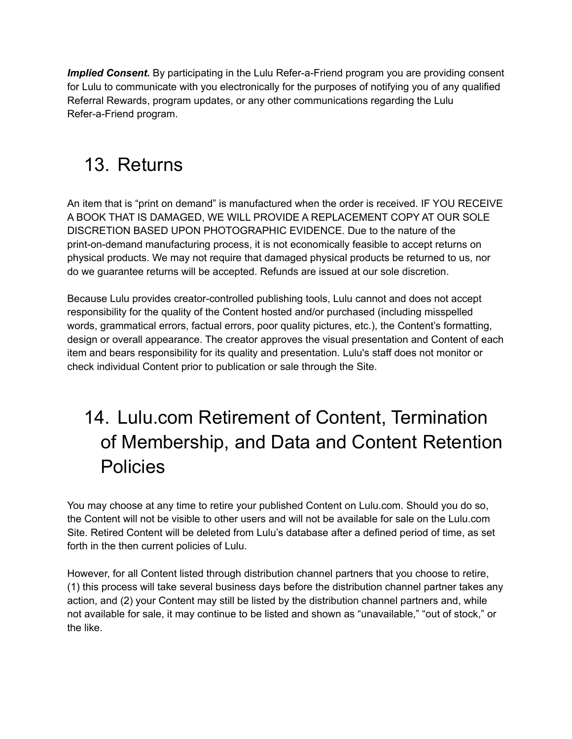***Implied Consent.*** By participating in the Lulu Refer-a-Friend program you are providing consent for Lulu to communicate with you electronically for the purposes of notifying you of any qualified Referral Rewards, program updates, or any other communications regarding the Lulu Refer-a-Friend program.

# 13. Returns

An item that is “print on demand” is manufactured when the order is received. IF YOU RECEIVE A BOOK THAT IS DAMAGED, WE WILL PROVIDE A REPLACEMENT COPY AT OUR SOLE DISCRETION BASED UPON PHOTOGRAPHIC EVIDENCE. Due to the nature of the print-on-demand manufacturing process, it is not economically feasible to accept returns on physical products. We may not require that damaged physical products be returned to us, nor do we guarantee returns will be accepted. Refunds are issued at our sole discretion.

Because Lulu provides creator-controlled publishing tools, Lulu cannot and does not accept responsibility for the quality of the Content hosted and/or purchased (including misspelled words, grammatical errors, factual errors, poor quality pictures, etc.), the Content’s formatting, design or overall appearance. The creator approves the visual presentation and Content of each item and bears responsibility for its quality and presentation. Lulu's staff does not monitor or check individual Content prior to publication or sale through the Site.

# 14. Lulu.com Retirement of Content, Termination of Membership, and Data and Content Retention Policies

You may choose at any time to retire your published Content on Lulu.com. Should you do so, the Content will not be visible to other users and will not be available for sale on the Lulu.com Site. Retired Content will be deleted from Lulu’s database after a defined period of time, as set forth in the then current policies of Lulu.

However, for all Content listed through distribution channel partners that you choose to retire, (1) this process will take several business days before the distribution channel partner takes any action, and (2) your Content may still be listed by the distribution channel partners and, while not available for sale, it may continue to be listed and shown as “unavailable,” “out of stock,” or the like.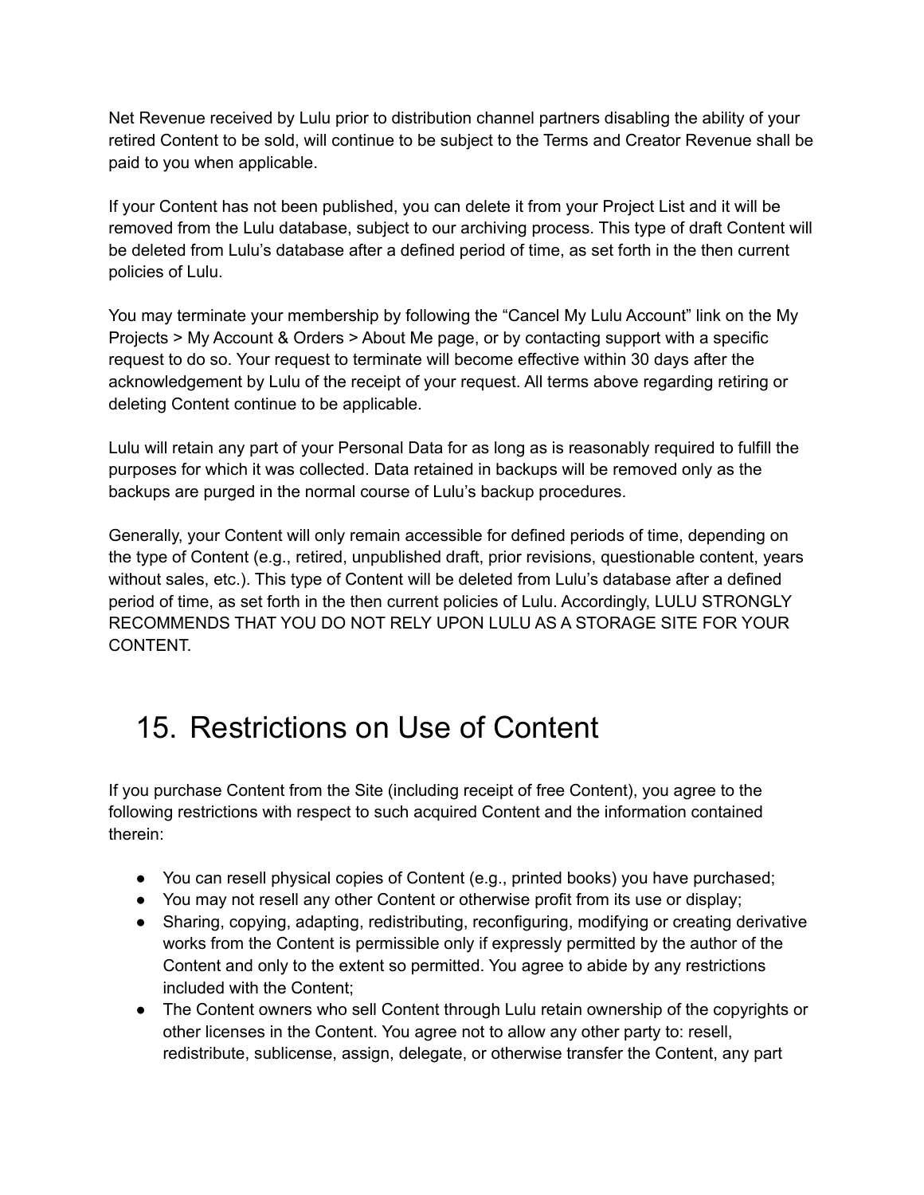Net Revenue received by Lulu prior to distribution channel partners disabling the ability of your retired Content to be sold, will continue to be subject to the Terms and Creator Revenue shall be paid to you when applicable.

If your Content has not been published, you can delete it from your Project List and it will be removed from the Lulu database, subject to our archiving process. This type of draft Content will be deleted from Lulu's database after a defined period of time, as set forth in the then current policies of Lulu.

You may terminate your membership by following the "Cancel My Lulu Account" link on the My Projects > My Account & Orders > About Me page, or by contacting support with a specific request to do so. Your request to terminate will become effective within 30 days after the acknowledgement by Lulu of the receipt of your request. All terms above regarding retiring or deleting Content continue to be applicable.

Lulu will retain any part of your Personal Data for as long as is reasonably required to fulfill the purposes for which it was collected. Data retained in backups will be removed only as the backups are purged in the normal course of Lulu's backup procedures.

Generally, your Content will only remain accessible for defined periods of time, depending on the type of Content (e.g., retired, unpublished draft, prior revisions, questionable content, years without sales, etc.). This type of Content will be deleted from Lulu's database after a defined period of time, as set forth in the then current policies of Lulu. Accordingly, LULU STRONGLY RECOMMENDS THAT YOU DO NOT RELY UPON LULU AS A STORAGE SITE FOR YOUR CONTENT.

# 15. Restrictions on Use of Content

If you purchase Content from the Site (including receipt of free Content), you agree to the following restrictions with respect to such acquired Content and the information contained therein:

- You can resell physical copies of Content (e.g., printed books) you have purchased;
- You may not resell any other Content or otherwise profit from its use or display;
- Sharing, copying, adapting, redistributing, reconfiguring, modifying or creating derivative works from the Content is permissible only if expressly permitted by the author of the Content and only to the extent so permitted. You agree to abide by any restrictions included with the Content;
- The Content owners who sell Content through Lulu retain ownership of the copyrights or other licenses in the Content. You agree not to allow any other party to: resell, redistribute, sublicense, assign, delegate, or otherwise transfer the Content, any part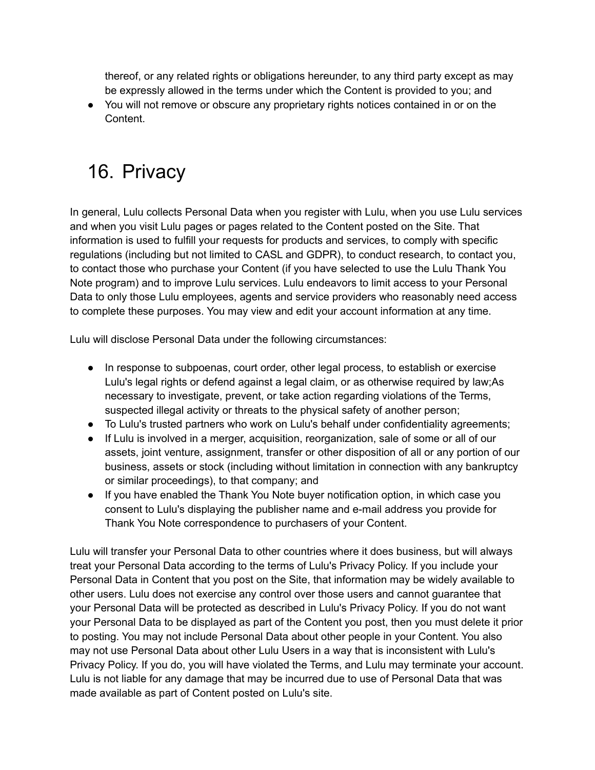thereof, or any related rights or obligations hereunder, to any third party except as may be expressly allowed in the terms under which the Content is provided to you; and
- You will not remove or obscure any proprietary rights notices contained in or on the Content.

# 16. Privacy

In general, Lulu collects Personal Data when you register with Lulu, when you use Lulu services and when you visit Lulu pages or pages related to the Content posted on the Site. That information is used to fulfill your requests for products and services, to comply with specific regulations (including but not limited to CASL and GDPR), to conduct research, to contact you, to contact those who purchase your Content (if you have selected to use the Lulu Thank You Note program) and to improve Lulu services. Lulu endeavors to limit access to your Personal Data to only those Lulu employees, agents and service providers who reasonably need access to complete these purposes. You may view and edit your account information at any time.

Lulu will disclose Personal Data under the following circumstances:

- In response to subpoenas, court order, other legal process, to establish or exercise Lulu's legal rights or defend against a legal claim, or as otherwise required by law;As necessary to investigate, prevent, or take action regarding violations of the Terms, suspected illegal activity or threats to the physical safety of another person;
- To Lulu's trusted partners who work on Lulu's behalf under confidentiality agreements;
- If Lulu is involved in a merger, acquisition, reorganization, sale of some or all of our assets, joint venture, assignment, transfer or other disposition of all or any portion of our business, assets or stock (including without limitation in connection with any bankruptcy or similar proceedings), to that company; and
- If you have enabled the Thank You Note buyer notification option, in which case you consent to Lulu's displaying the publisher name and e-mail address you provide for Thank You Note correspondence to purchasers of your Content.

Lulu will transfer your Personal Data to other countries where it does business, but will always treat your Personal Data according to the terms of Lulu's Privacy Policy. If you include your Personal Data in Content that you post on the Site, that information may be widely available to other users. Lulu does not exercise any control over those users and cannot guarantee that your Personal Data will be protected as described in Lulu's Privacy Policy. If you do not want your Personal Data to be displayed as part of the Content you post, then you must delete it prior to posting. You may not include Personal Data about other people in your Content. You also may not use Personal Data about other Lulu Users in a way that is inconsistent with Lulu's Privacy Policy. If you do, you will have violated the Terms, and Lulu may terminate your account. Lulu is not liable for any damage that may be incurred due to use of Personal Data that was made available as part of Content posted on Lulu's site.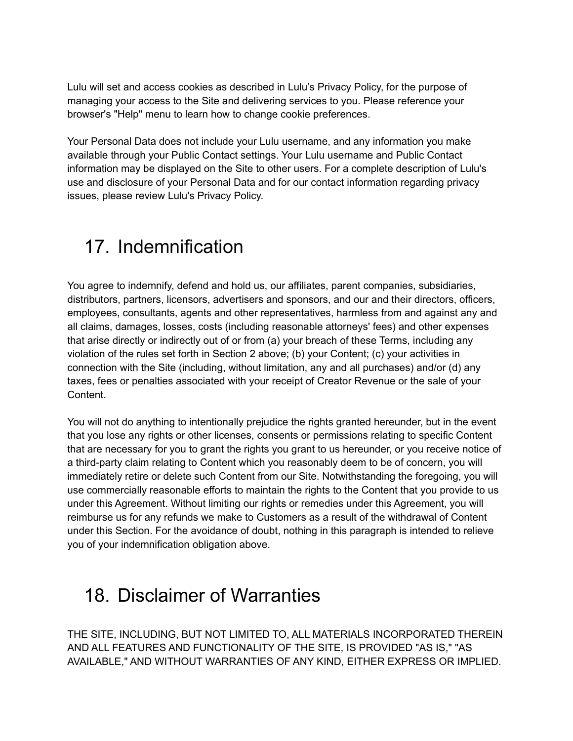Lulu will set and access cookies as described in Lulu's Privacy Policy, for the purpose of managing your access to the Site and delivering services to you. Please reference your browser's "Help" menu to learn how to change cookie preferences.

Your Personal Data does not include your Lulu username, and any information you make available through your Public Contact settings. Your Lulu username and Public Contact information may be displayed on the Site to other users. For a complete description of Lulu's use and disclosure of your Personal Data and for our contact information regarding privacy issues, please review Lulu's Privacy Policy.

# 17. Indemnification

You agree to indemnify, defend and hold us, our affiliates, parent companies, subsidiaries, distributors, partners, licensors, advertisers and sponsors, and our and their directors, officers, employees, consultants, agents and other representatives, harmless from and against any and all claims, damages, losses, costs (including reasonable attorneys' fees) and other expenses that arise directly or indirectly out of or from (a) your breach of these Terms, including any violation of the rules set forth in Section 2 above; (b) your Content; (c) your activities in connection with the Site (including, without limitation, any and all purchases) and/or (d) any taxes, fees or penalties associated with your receipt of Creator Revenue or the sale of your Content.

You will not do anything to intentionally prejudice the rights granted hereunder, but in the event that you lose any rights or other licenses, consents or permissions relating to specific Content that are necessary for you to grant the rights you grant to us hereunder, or you receive notice of a third-party claim relating to Content which you reasonably deem to be of concern, you will immediately retire or delete such Content from our Site. Notwithstanding the foregoing, you will use commercially reasonable efforts to maintain the rights to the Content that you provide to us under this Agreement. Without limiting our rights or remedies under this Agreement, you will reimburse us for any refunds we make to Customers as a result of the withdrawal of Content under this Section. For the avoidance of doubt, nothing in this paragraph is intended to relieve you of your indemnification obligation above.

# 18. Disclaimer of Warranties

THE SITE, INCLUDING, BUT NOT LIMITED TO, ALL MATERIALS INCORPORATED THEREIN AND ALL FEATURES AND FUNCTIONALITY OF THE SITE, IS PROVIDED "AS IS," "AS AVAILABLE," AND WITHOUT WARRANTIES OF ANY KIND, EITHER EXPRESS OR IMPLIED.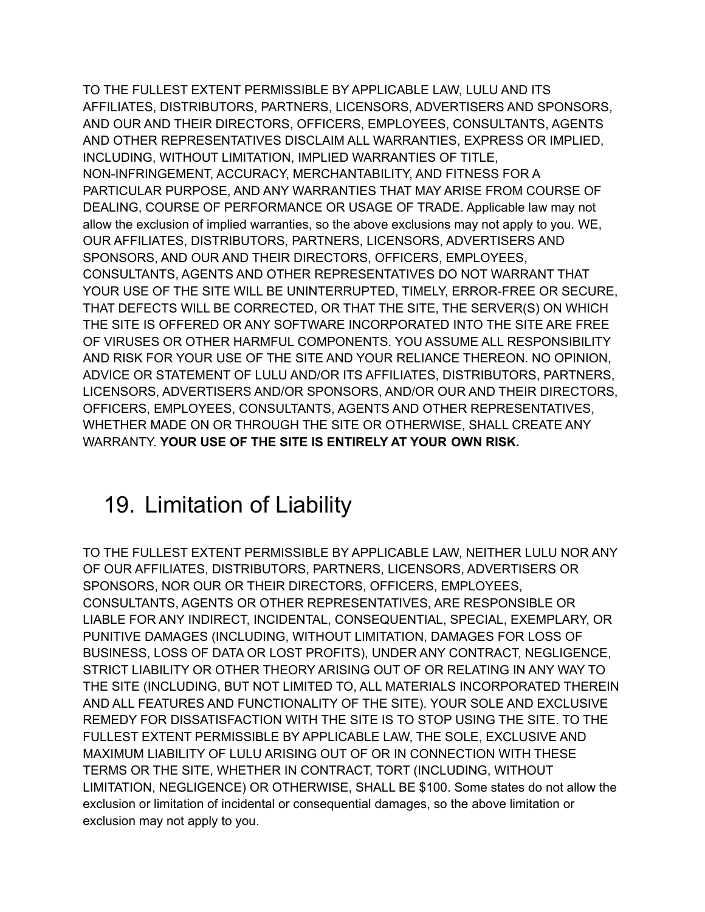TO THE FULLEST EXTENT PERMISSIBLE BY APPLICABLE LAW, LULU AND ITS AFFILIATES, DISTRIBUTORS, PARTNERS, LICENSORS, ADVERTISERS AND SPONSORS, AND OUR AND THEIR DIRECTORS, OFFICERS, EMPLOYEES, CONSULTANTS, AGENTS AND OTHER REPRESENTATIVES DISCLAIM ALL WARRANTIES, EXPRESS OR IMPLIED, INCLUDING, WITHOUT LIMITATION, IMPLIED WARRANTIES OF TITLE, NON-INFRINGEMENT, ACCURACY, MERCHANTABILITY, AND FITNESS FOR A PARTICULAR PURPOSE, AND ANY WARRANTIES THAT MAY ARISE FROM COURSE OF DEALING, COURSE OF PERFORMANCE OR USAGE OF TRADE. Applicable law may not allow the exclusion of implied warranties, so the above exclusions may not apply to you. WE, OUR AFFILIATES, DISTRIBUTORS, PARTNERS, LICENSORS, ADVERTISERS AND SPONSORS, AND OUR AND THEIR DIRECTORS, OFFICERS, EMPLOYEES, CONSULTANTS, AGENTS AND OTHER REPRESENTATIVES DO NOT WARRANT THAT YOUR USE OF THE SITE WILL BE UNINTERRUPTED, TIMELY, ERROR-FREE OR SECURE, THAT DEFECTS WILL BE CORRECTED, OR THAT THE SITE, THE SERVER(S) ON WHICH THE SITE IS OFFERED OR ANY SOFTWARE INCORPORATED INTO THE SITE ARE FREE OF VIRUSES OR OTHER HARMFUL COMPONENTS. YOU ASSUME ALL RESPONSIBILITY AND RISK FOR YOUR USE OF THE SITE AND YOUR RELIANCE THEREON. NO OPINION, ADVICE OR STATEMENT OF LULU AND/OR ITS AFFILIATES, DISTRIBUTORS, PARTNERS, LICENSORS, ADVERTISERS AND/OR SPONSORS, AND/OR OUR AND THEIR DIRECTORS, OFFICERS, EMPLOYEES, CONSULTANTS, AGENTS AND OTHER REPRESENTATIVES, WHETHER MADE ON OR THROUGH THE SITE OR OTHERWISE, SHALL CREATE ANY WARRANTY. **YOUR USE OF THE SITE IS ENTIRELY AT YOUR OWN RISK.**

## 19. Limitation of Liability

TO THE FULLEST EXTENT PERMISSIBLE BY APPLICABLE LAW, NEITHER LULU NOR ANY OF OUR AFFILIATES, DISTRIBUTORS, PARTNERS, LICENSORS, ADVERTISERS OR SPONSORS, NOR OUR OR THEIR DIRECTORS, OFFICERS, EMPLOYEES, CONSULTANTS, AGENTS OR OTHER REPRESENTATIVES, ARE RESPONSIBLE OR LIABLE FOR ANY INDIRECT, INCIDENTAL, CONSEQUENTIAL, SPECIAL, EXEMPLARY, OR PUNITIVE DAMAGES (INCLUDING, WITHOUT LIMITATION, DAMAGES FOR LOSS OF BUSINESS, LOSS OF DATA OR LOST PROFITS), UNDER ANY CONTRACT, NEGLIGENCE, STRICT LIABILITY OR OTHER THEORY ARISING OUT OF OR RELATING IN ANY WAY TO THE SITE (INCLUDING, BUT NOT LIMITED TO, ALL MATERIALS INCORPORATED THEREIN AND ALL FEATURES AND FUNCTIONALITY OF THE SITE). YOUR SOLE AND EXCLUSIVE REMEDY FOR DISSATISFACTION WITH THE SITE IS TO STOP USING THE SITE. TO THE FULLEST EXTENT PERMISSIBLE BY APPLICABLE LAW, THE SOLE, EXCLUSIVE AND MAXIMUM LIABILITY OF LULU ARISING OUT OF OR IN CONNECTION WITH THESE TERMS OR THE SITE, WHETHER IN CONTRACT, TORT (INCLUDING, WITHOUT LIMITATION, NEGLIGENCE) OR OTHERWISE, SHALL BE $100. Some states do not allow the exclusion or limitation of incidental or consequential damages, so the above limitation or exclusion may not apply to you.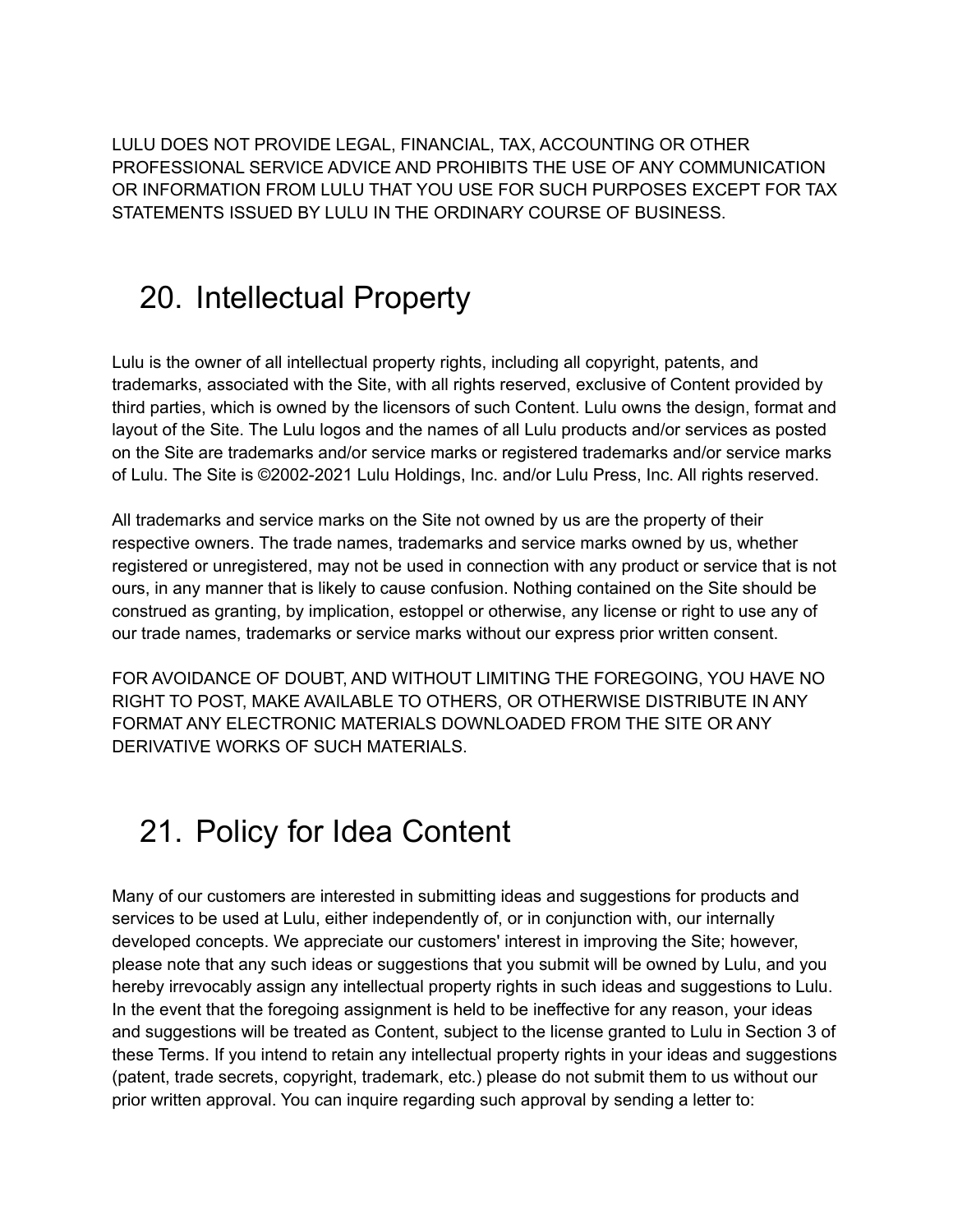LULU DOES NOT PROVIDE LEGAL, FINANCIAL, TAX, ACCOUNTING OR OTHER PROFESSIONAL SERVICE ADVICE AND PROHIBITS THE USE OF ANY COMMUNICATION OR INFORMATION FROM LULU THAT YOU USE FOR SUCH PURPOSES EXCEPT FOR TAX STATEMENTS ISSUED BY LULU IN THE ORDINARY COURSE OF BUSINESS.

# 20. Intellectual Property

Lulu is the owner of all intellectual property rights, including all copyright, patents, and trademarks, associated with the Site, with all rights reserved, exclusive of Content provided by third parties, which is owned by the licensors of such Content. Lulu owns the design, format and layout of the Site. The Lulu logos and the names of all Lulu products and/or services as posted on the Site are trademarks and/or service marks or registered trademarks and/or service marks of Lulu. The Site is ©2002-2021 Lulu Holdings, Inc. and/or Lulu Press, Inc. All rights reserved.

All trademarks and service marks on the Site not owned by us are the property of their respective owners. The trade names, trademarks and service marks owned by us, whether registered or unregistered, may not be used in connection with any product or service that is not ours, in any manner that is likely to cause confusion. Nothing contained on the Site should be construed as granting, by implication, estoppel or otherwise, any license or right to use any of our trade names, trademarks or service marks without our express prior written consent.

FOR AVOIDANCE OF DOUBT, AND WITHOUT LIMITING THE FOREGOING, YOU HAVE NO RIGHT TO POST, MAKE AVAILABLE TO OTHERS, OR OTHERWISE DISTRIBUTE IN ANY FORMAT ANY ELECTRONIC MATERIALS DOWNLOADED FROM THE SITE OR ANY DERIVATIVE WORKS OF SUCH MATERIALS.

# 21. Policy for Idea Content

Many of our customers are interested in submitting ideas and suggestions for products and services to be used at Lulu, either independently of, or in conjunction with, our internally developed concepts. We appreciate our customers' interest in improving the Site; however, please note that any such ideas or suggestions that you submit will be owned by Lulu, and you hereby irrevocably assign any intellectual property rights in such ideas and suggestions to Lulu. In the event that the foregoing assignment is held to be ineffective for any reason, your ideas and suggestions will be treated as Content, subject to the license granted to Lulu in Section 3 of these Terms. If you intend to retain any intellectual property rights in your ideas and suggestions (patent, trade secrets, copyright, trademark, etc.) please do not submit them to us without our prior written approval. You can inquire regarding such approval by sending a letter to: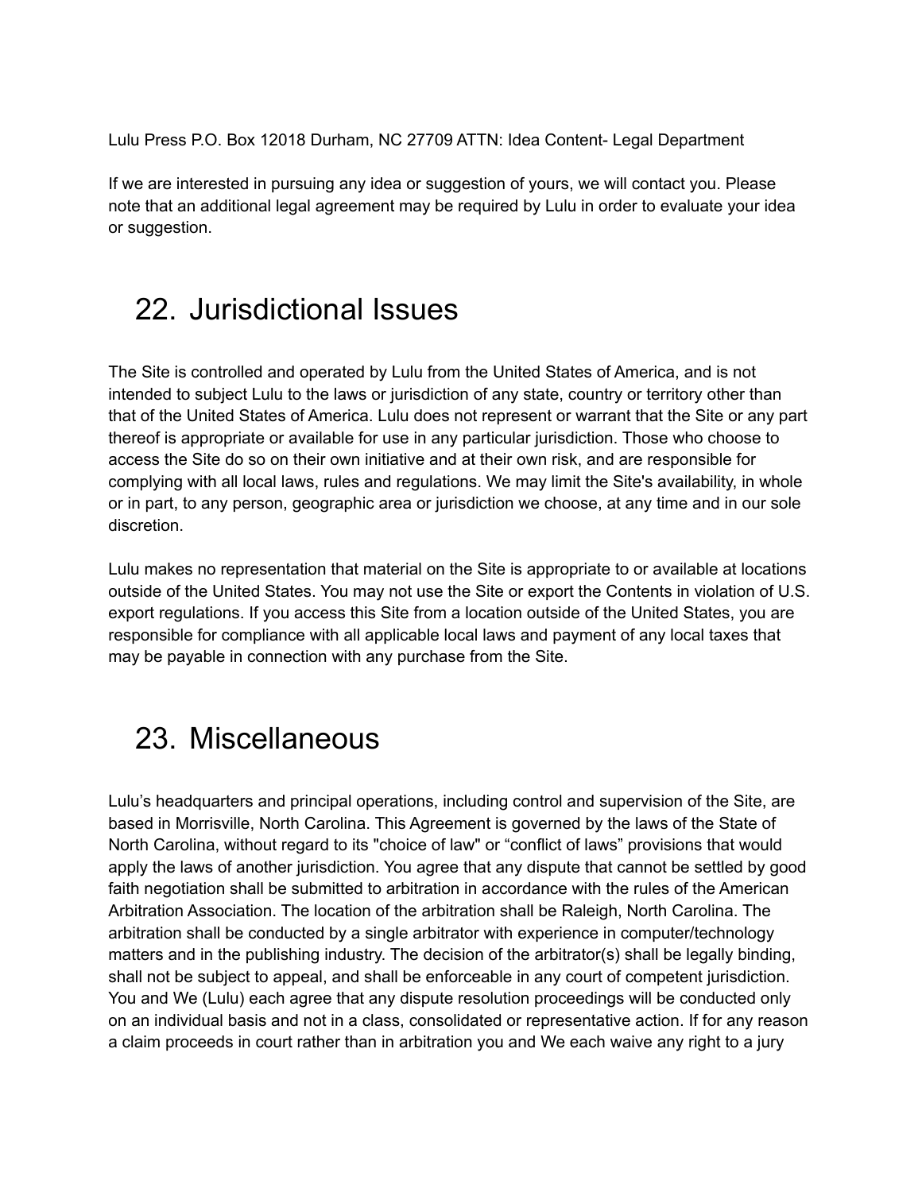Lulu Press P.O. Box 12018 Durham, NC 27709 ATTN: Idea Content- Legal Department

If we are interested in pursuing any idea or suggestion of yours, we will contact you. Please note that an additional legal agreement may be required by Lulu in order to evaluate your idea or suggestion.

# 22. Jurisdictional Issues

The Site is controlled and operated by Lulu from the United States of America, and is not intended to subject Lulu to the laws or jurisdiction of any state, country or territory other than that of the United States of America. Lulu does not represent or warrant that the Site or any part thereof is appropriate or available for use in any particular jurisdiction. Those who choose to access the Site do so on their own initiative and at their own risk, and are responsible for complying with all local laws, rules and regulations. We may limit the Site's availability, in whole or in part, to any person, geographic area or jurisdiction we choose, at any time and in our sole discretion.

Lulu makes no representation that material on the Site is appropriate to or available at locations outside of the United States. You may not use the Site or export the Contents in violation of U.S. export regulations. If you access this Site from a location outside of the United States, you are responsible for compliance with all applicable local laws and payment of any local taxes that may be payable in connection with any purchase from the Site.

# 23. Miscellaneous

Lulu's headquarters and principal operations, including control and supervision of the Site, are based in Morrisville, North Carolina. This Agreement is governed by the laws of the State of North Carolina, without regard to its "choice of law" or "conflict of laws" provisions that would apply the laws of another jurisdiction. You agree that any dispute that cannot be settled by good faith negotiation shall be submitted to arbitration in accordance with the rules of the American Arbitration Association. The location of the arbitration shall be Raleigh, North Carolina. The arbitration shall be conducted by a single arbitrator with experience in computer/technology matters and in the publishing industry. The decision of the arbitrator(s) shall be legally binding, shall not be subject to appeal, and shall be enforceable in any court of competent jurisdiction. You and We (Lulu) each agree that any dispute resolution proceedings will be conducted only on an individual basis and not in a class, consolidated or representative action. If for any reason a claim proceeds in court rather than in arbitration you and We each waive any right to a jury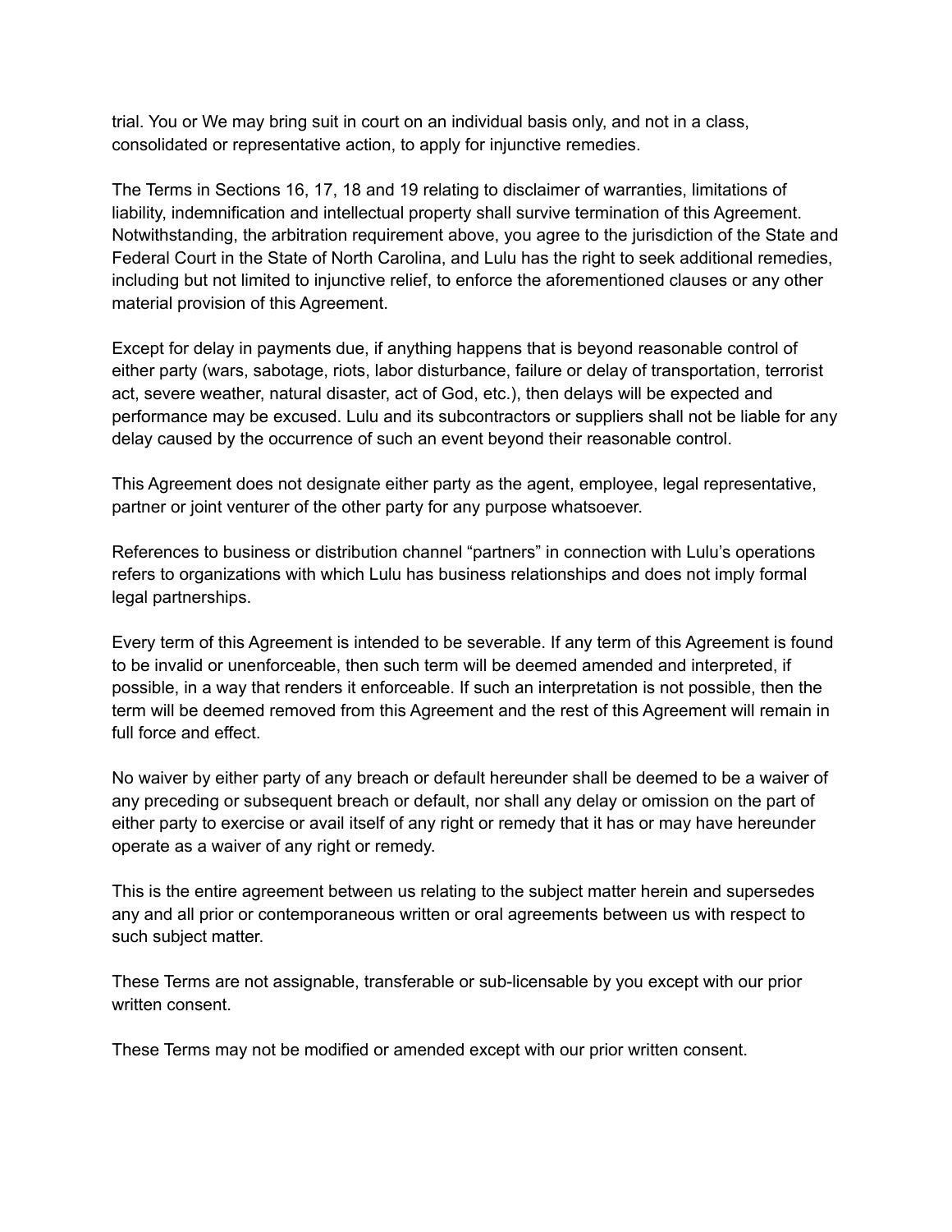trial. You or We may bring suit in court on an individual basis only, and not in a class, consolidated or representative action, to apply for injunctive remedies.

The Terms in Sections 16, 17, 18 and 19 relating to disclaimer of warranties, limitations of liability, indemnification and intellectual property shall survive termination of this Agreement. Notwithstanding, the arbitration requirement above, you agree to the jurisdiction of the State and Federal Court in the State of North Carolina, and Lulu has the right to seek additional remedies, including but not limited to injunctive relief, to enforce the aforementioned clauses or any other material provision of this Agreement.

Except for delay in payments due, if anything happens that is beyond reasonable control of either party (wars, sabotage, riots, labor disturbance, failure or delay of transportation, terrorist act, severe weather, natural disaster, act of God, etc.), then delays will be expected and performance may be excused. Lulu and its subcontractors or suppliers shall not be liable for any delay caused by the occurrence of such an event beyond their reasonable control.

This Agreement does not designate either party as the agent, employee, legal representative, partner or joint venturer of the other party for any purpose whatsoever.

References to business or distribution channel "partners" in connection with Lulu's operations refers to organizations with which Lulu has business relationships and does not imply formal legal partnerships.

Every term of this Agreement is intended to be severable. If any term of this Agreement is found to be invalid or unenforceable, then such term will be deemed amended and interpreted, if possible, in a way that renders it enforceable. If such an interpretation is not possible, then the term will be deemed removed from this Agreement and the rest of this Agreement will remain in full force and effect.

No waiver by either party of any breach or default hereunder shall be deemed to be a waiver of any preceding or subsequent breach or default, nor shall any delay or omission on the part of either party to exercise or avail itself of any right or remedy that it has or may have hereunder operate as a waiver of any right or remedy.

This is the entire agreement between us relating to the subject matter herein and supersedes any and all prior or contemporaneous written or oral agreements between us with respect to such subject matter.

These Terms are not assignable, transferable or sub-licensable by you except with our prior written consent.

These Terms may not be modified or amended except with our prior written consent.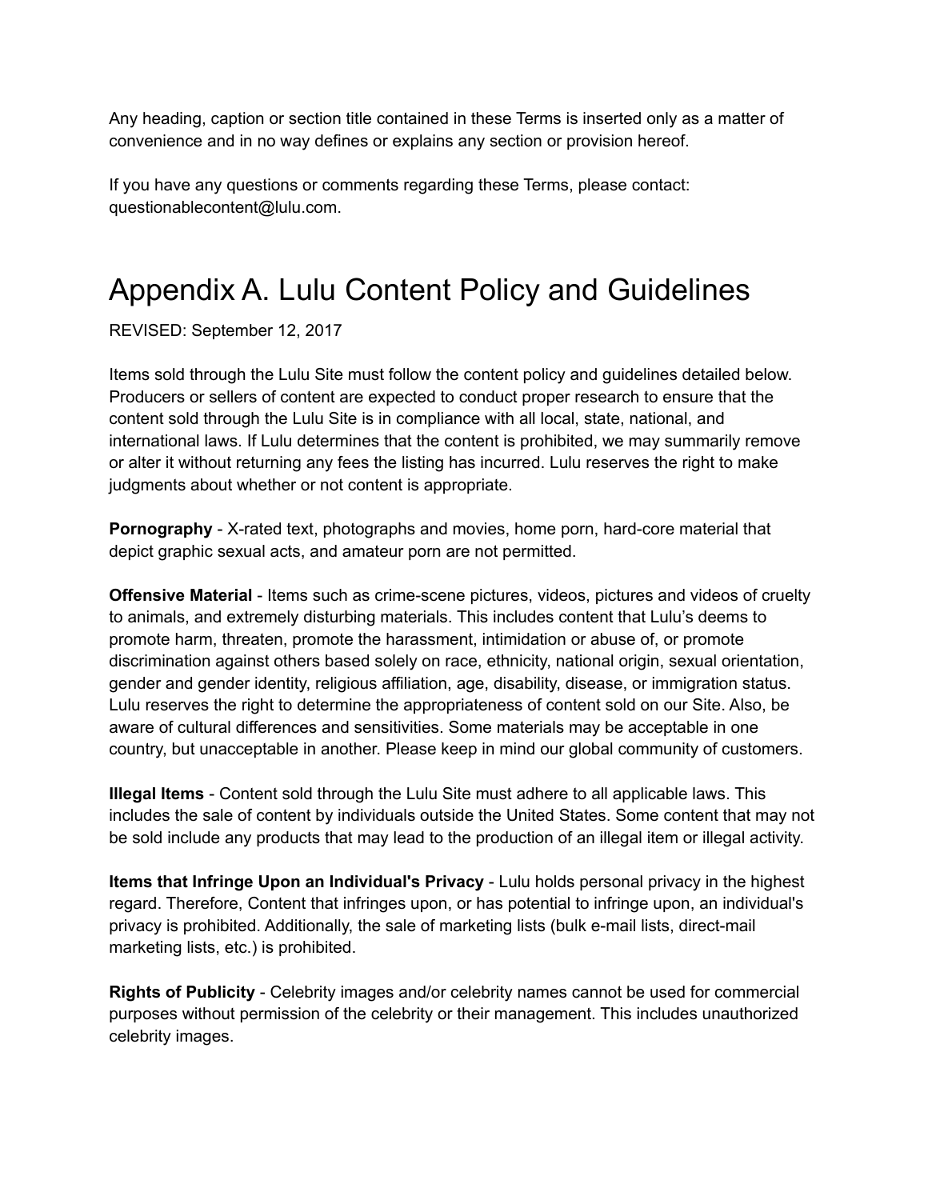Any heading, caption or section title contained in these Terms is inserted only as a matter of convenience and in no way defines or explains any section or provision hereof.

If you have any questions or comments regarding these Terms, please contact: questionablecontent@lulu.com.

# Appendix A. Lulu Content Policy and Guidelines

REVISED: September 12, 2017

Items sold through the Lulu Site must follow the content policy and guidelines detailed below. Producers or sellers of content are expected to conduct proper research to ensure that the content sold through the Lulu Site is in compliance with all local, state, national, and international laws. If Lulu determines that the content is prohibited, we may summarily remove or alter it without returning any fees the listing has incurred. Lulu reserves the right to make judgments about whether or not content is appropriate.

**Pornography** - X-rated text, photographs and movies, home porn, hard-core material that depict graphic sexual acts, and amateur porn are not permitted.

**Offensive Material** - Items such as crime-scene pictures, videos, pictures and videos of cruelty to animals, and extremely disturbing materials. This includes content that Lulu's deems to promote harm, threaten, promote the harassment, intimidation or abuse of, or promote discrimination against others based solely on race, ethnicity, national origin, sexual orientation, gender and gender identity, religious affiliation, age, disability, disease, or immigration status. Lulu reserves the right to determine the appropriateness of content sold on our Site. Also, be aware of cultural differences and sensitivities. Some materials may be acceptable in one country, but unacceptable in another. Please keep in mind our global community of customers.

**Illegal Items** - Content sold through the Lulu Site must adhere to all applicable laws. This includes the sale of content by individuals outside the United States. Some content that may not be sold include any products that may lead to the production of an illegal item or illegal activity.

**Items that Infringe Upon an Individual's Privacy** - Lulu holds personal privacy in the highest regard. Therefore, Content that infringes upon, or has potential to infringe upon, an individual's privacy is prohibited. Additionally, the sale of marketing lists (bulk e-mail lists, direct-mail marketing lists, etc.) is prohibited.

**Rights of Publicity** - Celebrity images and/or celebrity names cannot be used for commercial purposes without permission of the celebrity or their management. This includes unauthorized celebrity images.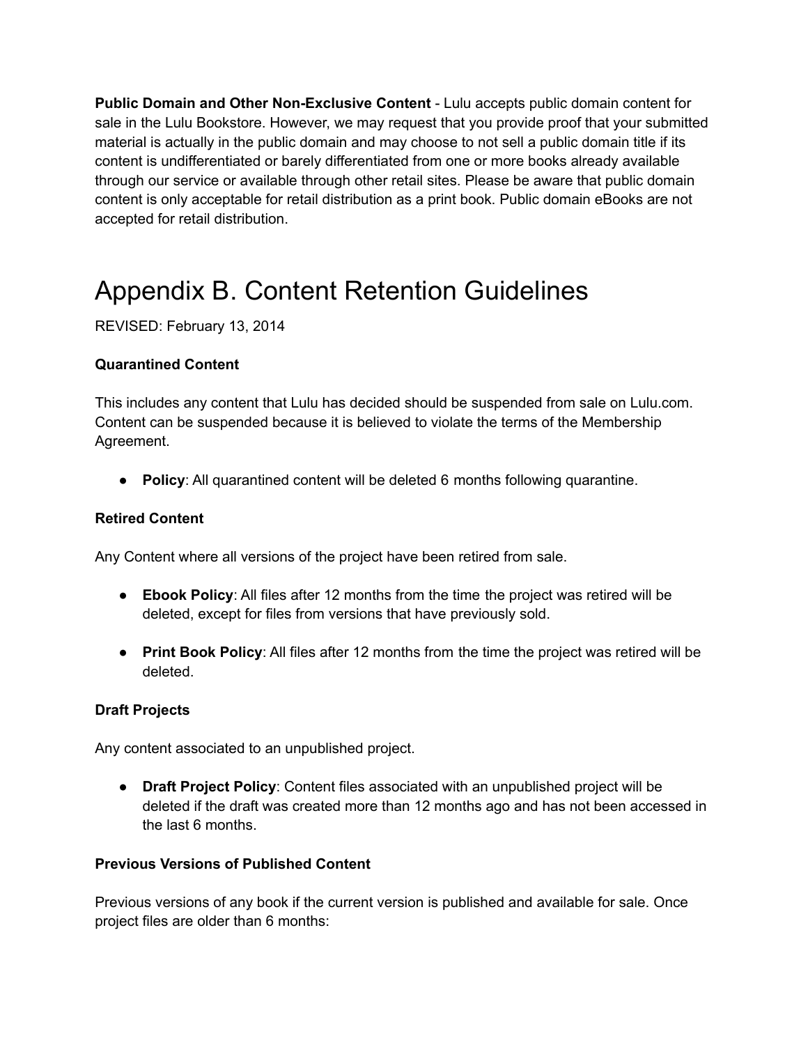**Public Domain and Other Non-Exclusive Content** - Lulu accepts public domain content for sale in the Lulu Bookstore. However, we may request that you provide proof that your submitted material is actually in the public domain and may choose to not sell a public domain title if its content is undifferentiated or barely differentiated from one or more books already available through our service or available through other retail sites. Please be aware that public domain content is only acceptable for retail distribution as a print book. Public domain eBooks are not accepted for retail distribution.

# Appendix B. Content Retention Guidelines

REVISED: February 13, 2014

**Quarantined Content**

This includes any content that Lulu has decided should be suspended from sale on Lulu.com. Content can be suspended because it is believed to violate the terms of the Membership Agreement.

- **Policy**: All quarantined content will be deleted 6 months following quarantine.

**Retired Content**

Any Content where all versions of the project have been retired from sale.

- **Ebook Policy**: All files after 12 months from the time the project was retired will be deleted, except for files from versions that have previously sold.

- **Print Book Policy**: All files after 12 months from the time the project was retired will be deleted.

**Draft Projects**

Any content associated to an unpublished project.

- **Draft Project Policy**: Content files associated with an unpublished project will be deleted if the draft was created more than 12 months ago and has not been accessed in the last 6 months.

**Previous Versions of Published Content**

Previous versions of any book if the current version is published and available for sale. Once project files are older than 6 months: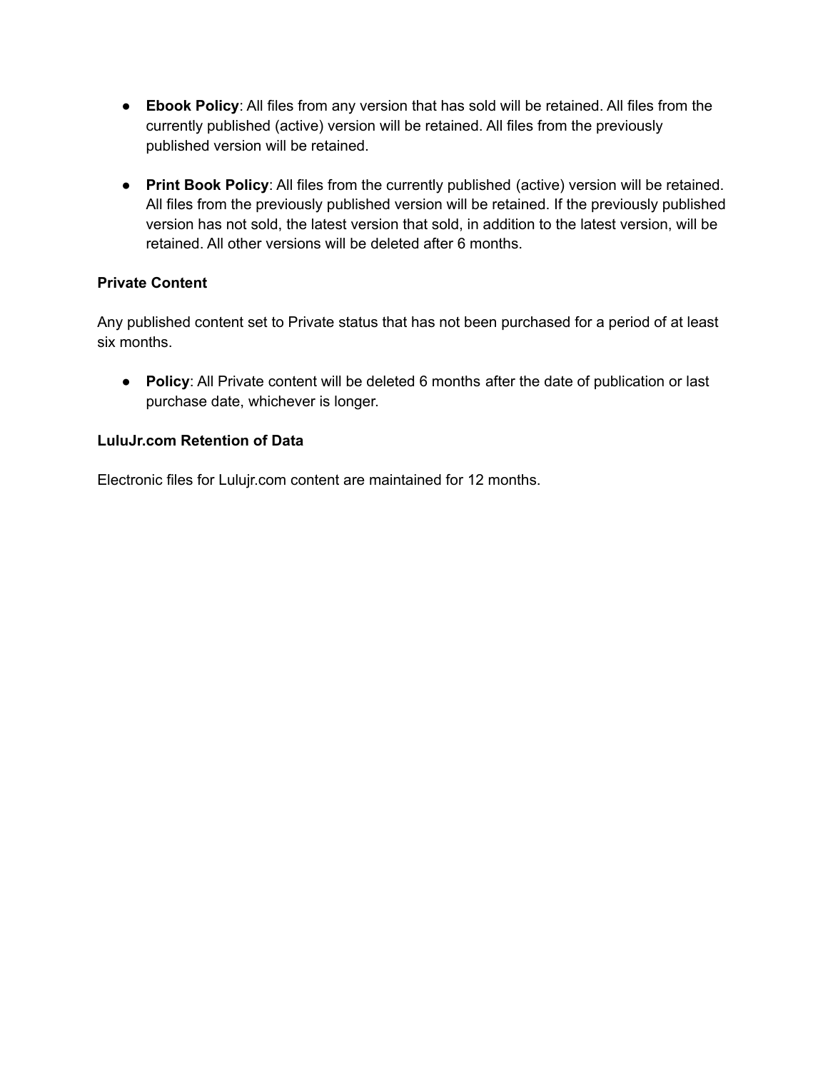- **Ebook Policy**: All files from any version that has sold will be retained. All files from the currently published (active) version will be retained. All files from the previously published version will be retained.

- **Print Book Policy**: All files from the currently published (active) version will be retained. All files from the previously published version will be retained. If the previously published version has not sold, the latest version that sold, in addition to the latest version, will be retained. All other versions will be deleted after 6 months.

**Private Content**

Any published content set to Private status that has not been purchased for a period of at least six months.

- **Policy**: All Private content will be deleted 6 months after the date of publication or last purchase date, whichever is longer.

**LuluJr.com Retention of Data**

Electronic files for Lulujr.com content are maintained for 12 months.